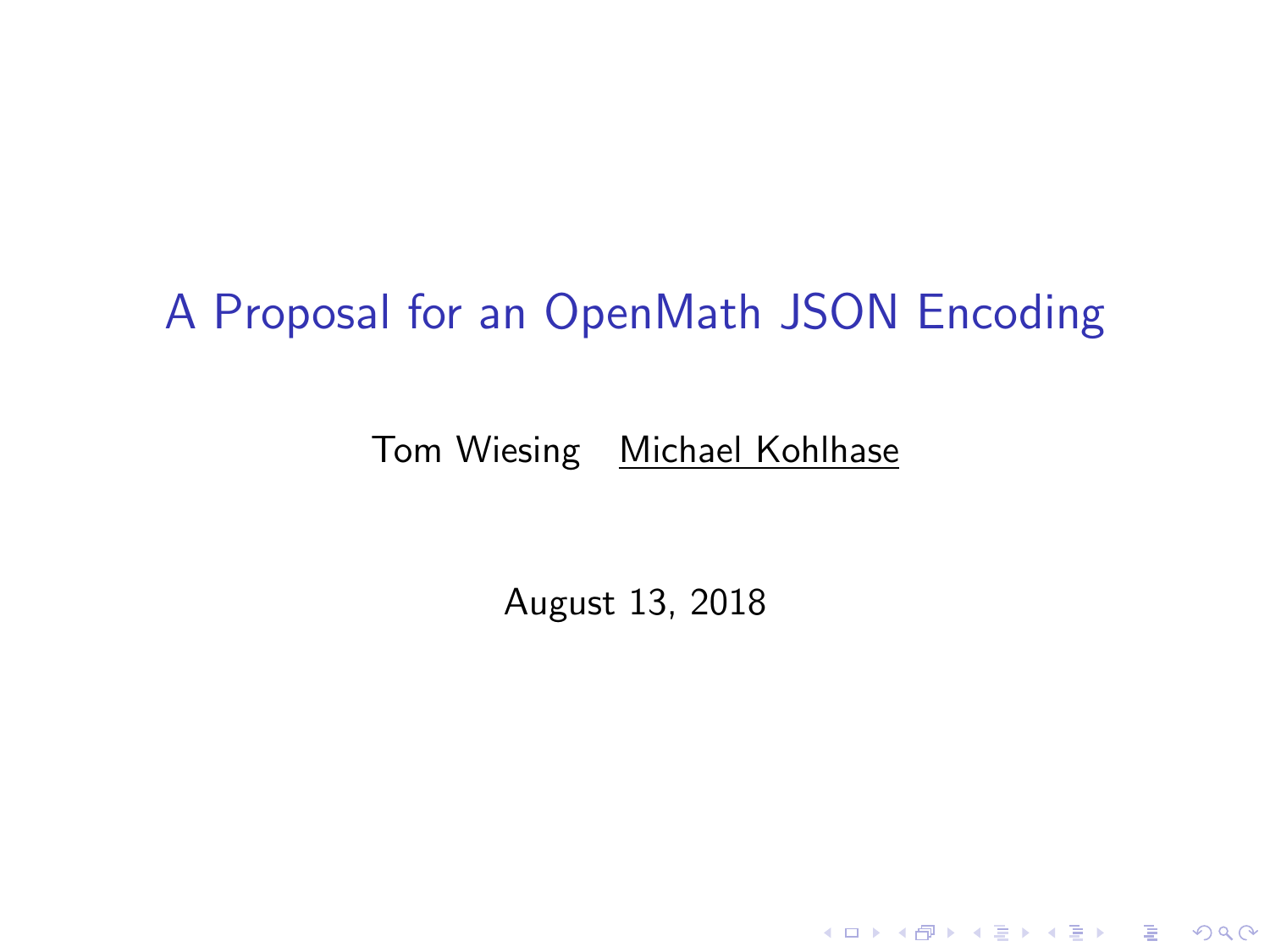# A Proposal for an OpenMath JSON Encoding

Tom Wiesing Michael Kohlhase

August 13, 2018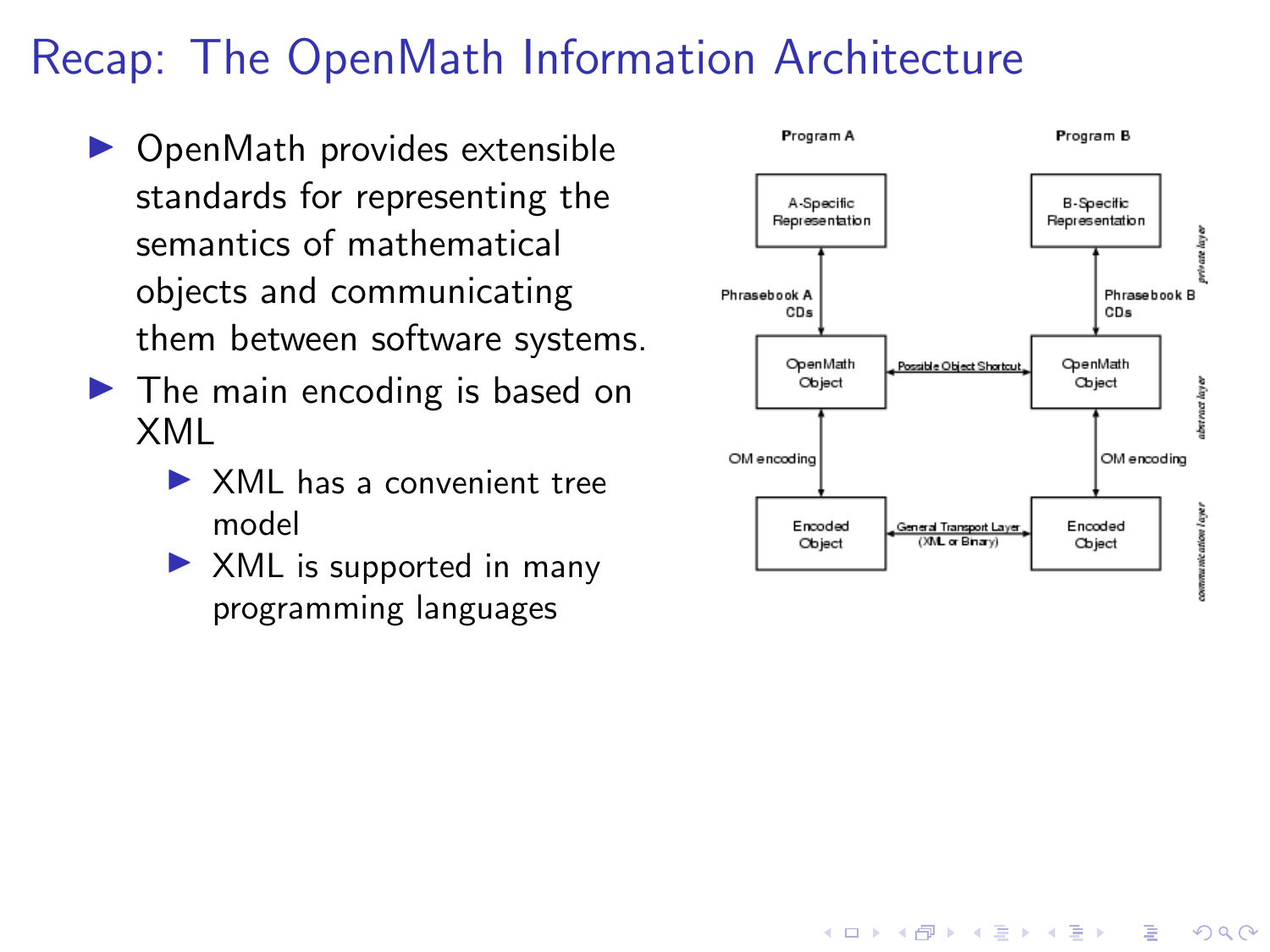# Recap: The OpenMath Information Architecture

- OpenMath provides extensible standards for representing the semantics of mathematical objects and communicating them between software systems.
- The main encoding is based on XML
  - XML has a convenient tree model
  - XML is supported in many programming languages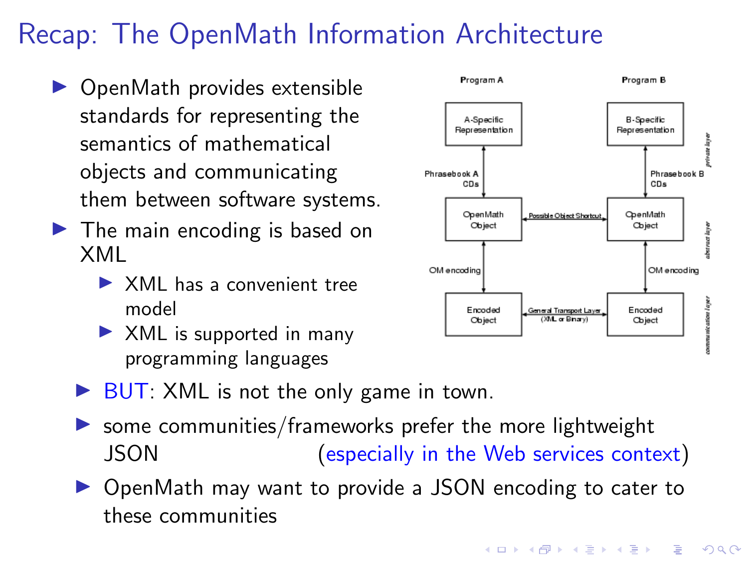# Recap: The OpenMath Information Architecture

- OpenMath provides extensible standards for representing the semantics of mathematical objects and communicating them between software systems.
- The main encoding is based on XML
  - XML has a convenient tree model
  - XML is supported in many programming languages

Program A | Program B

A-Specific Representation | B-Specific Representation

Phrasebook A CDs | Phrasebook B CDs

OpenMath Object | Possible Object Shortcut | OpenMath Object

OM encoding | OM encoding

Encoded Object | General Transport Layer (XML or Binary) | Encoded Object

private layer / abstract layer / communication layer

- BUT: XML is not the only game in town.
- some communities/frameworks prefer the more lightweight JSON (especially in the Web services context)
- OpenMath may want to provide a JSON encoding to cater to these communities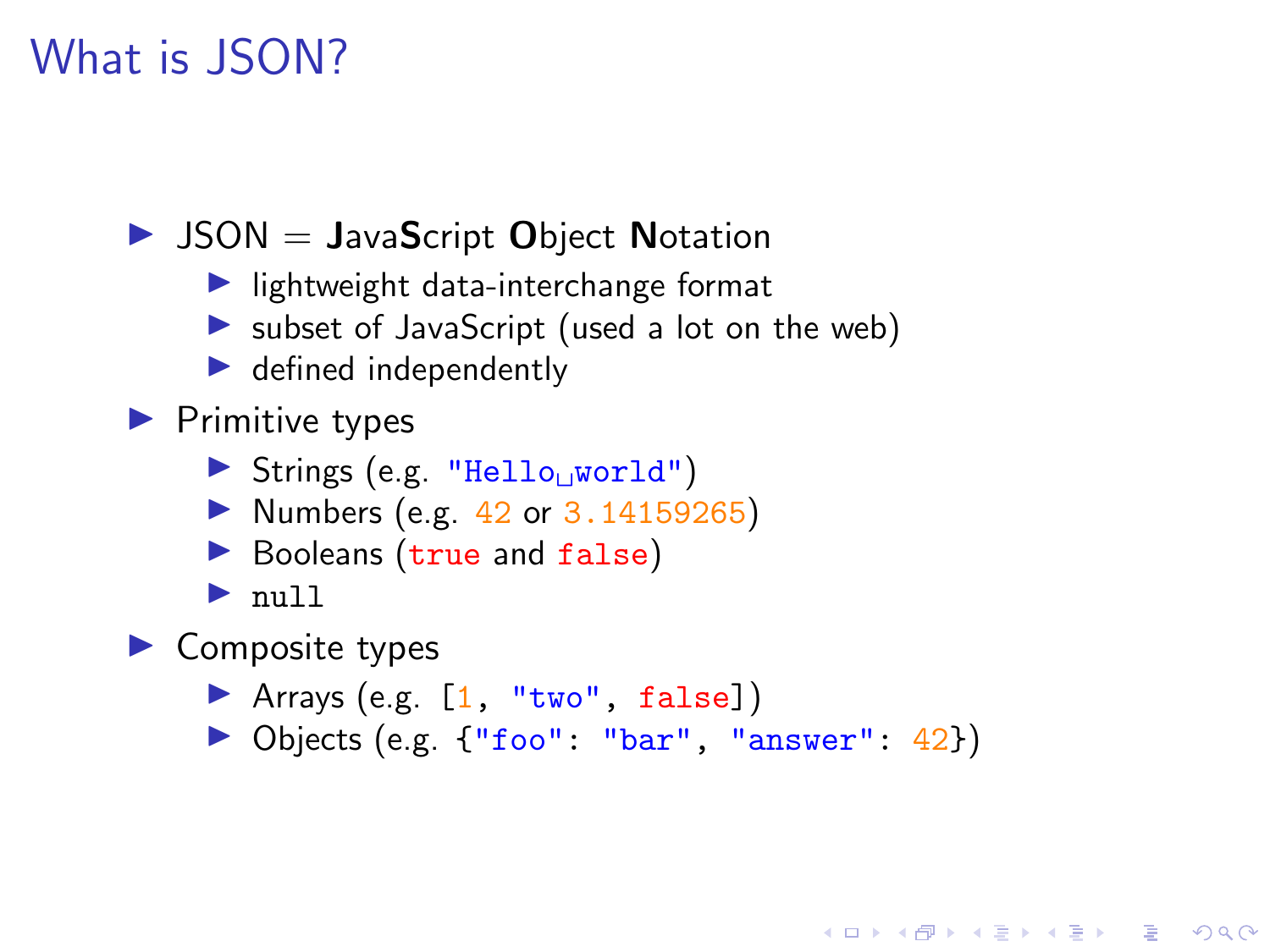# What is JSON?

- JSON = **J**ava**S**cript **O**bject **N**otation
  - lightweight data-interchange format
  - subset of JavaScript (used a lot on the web)
  - defined independently
- Primitive types
  - Strings (e.g. `"Hello world"`)
  - Numbers (e.g. `42` or `3.14159265`)
  - Booleans (`true` and `false`)
  - `null`
- Composite types
  - Arrays (e.g. `[1, "two", false]`)
  - Objects (e.g. `{"foo": "bar", "answer": 42}`)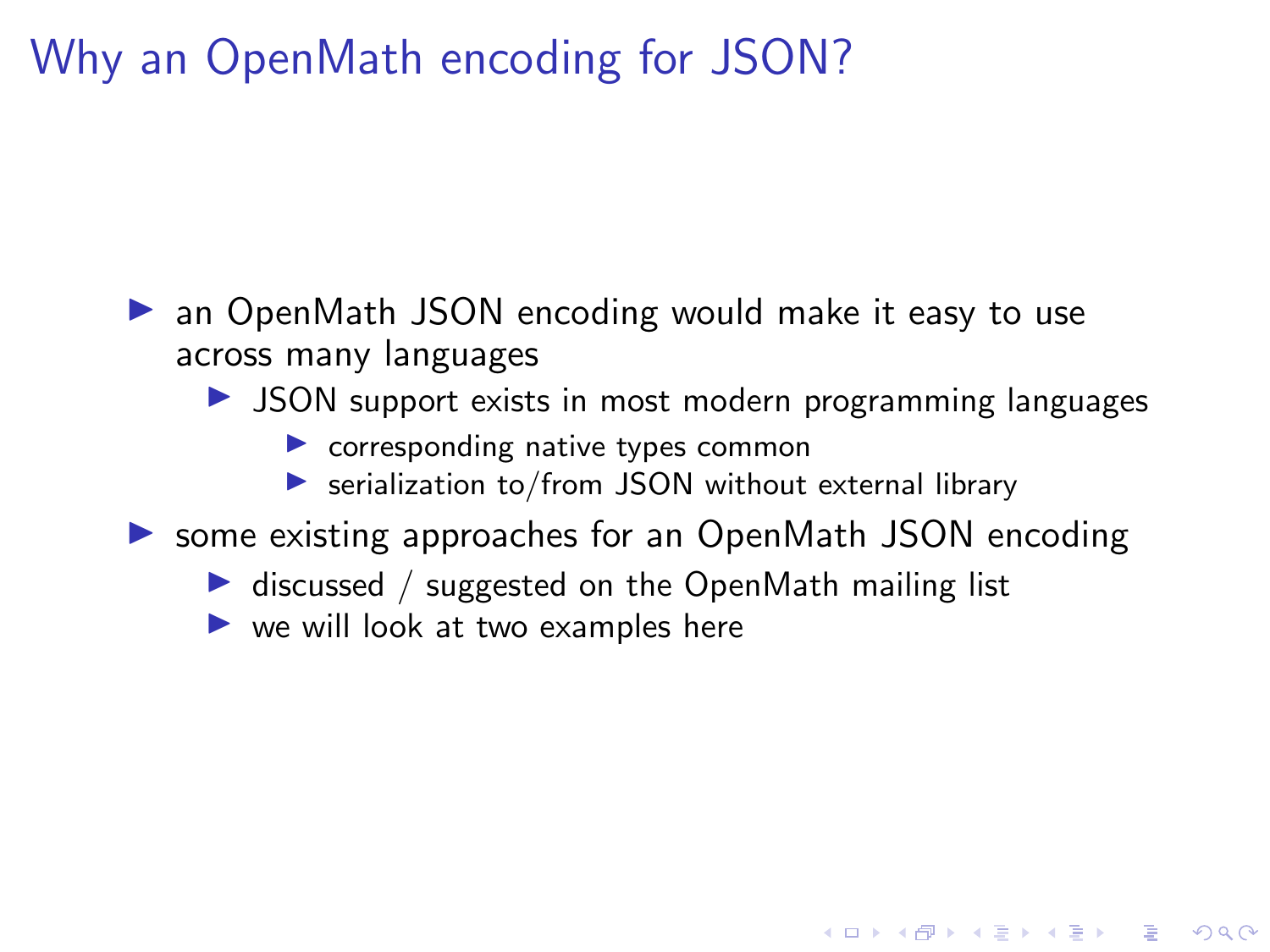# Why an OpenMath encoding for JSON?

- an OpenMath JSON encoding would make it easy to use across many languages
  - JSON support exists in most modern programming languages
    - corresponding native types common
    - serialization to/from JSON without external library
- some existing approaches for an OpenMath JSON encoding
  - discussed / suggested on the OpenMath mailing list
  - we will look at two examples here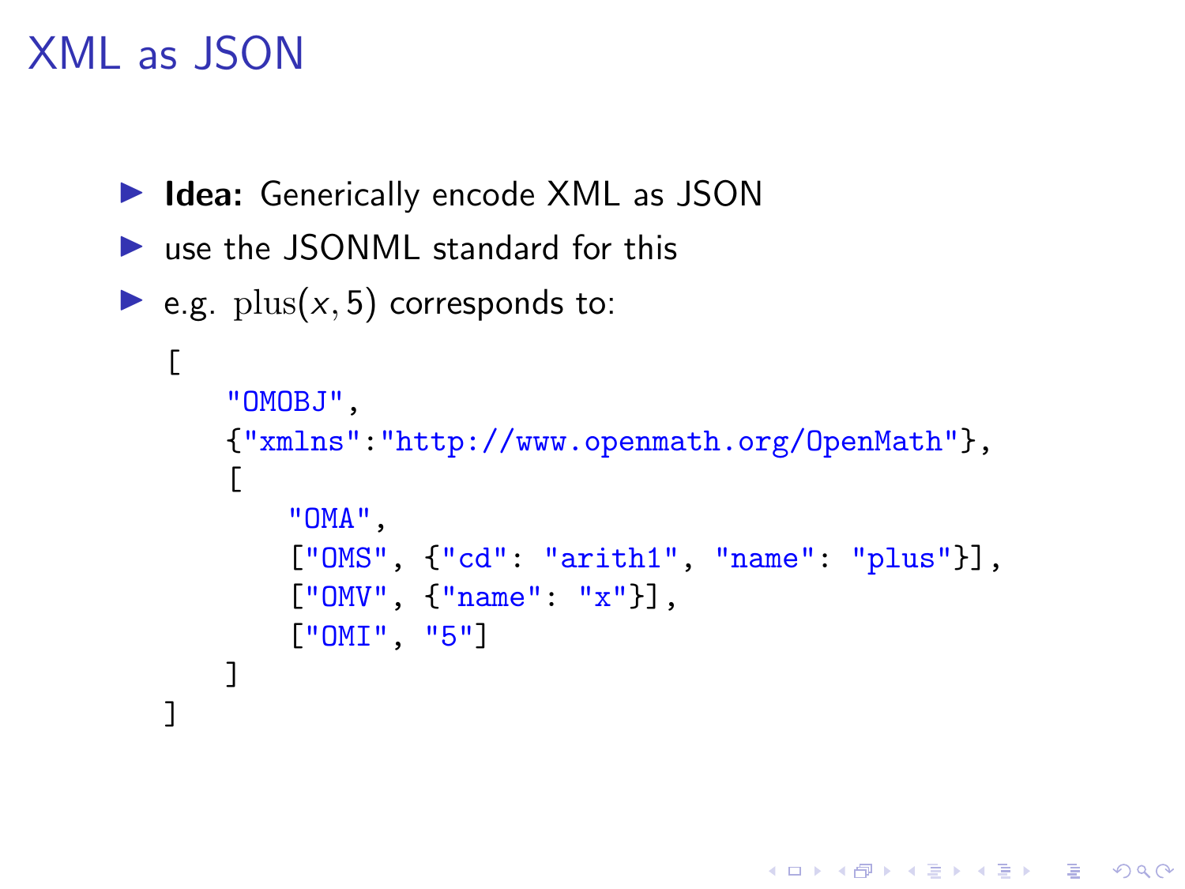# XML as JSON

- **Idea:** Generically encode XML as JSON
- use the JSONML standard for this
- e.g. $\mathrm{plus}(x, 5)$ corresponds to:

```
[
    "OMOBJ",
    {"xmlns":"http://www.openmath.org/OpenMath"},
    [
        "OMA",
        ["OMS", {"cd": "arith1", "name": "plus"}],
        ["OMV", {"name": "x"}],
        ["OMI", "5"]
    ]
]
```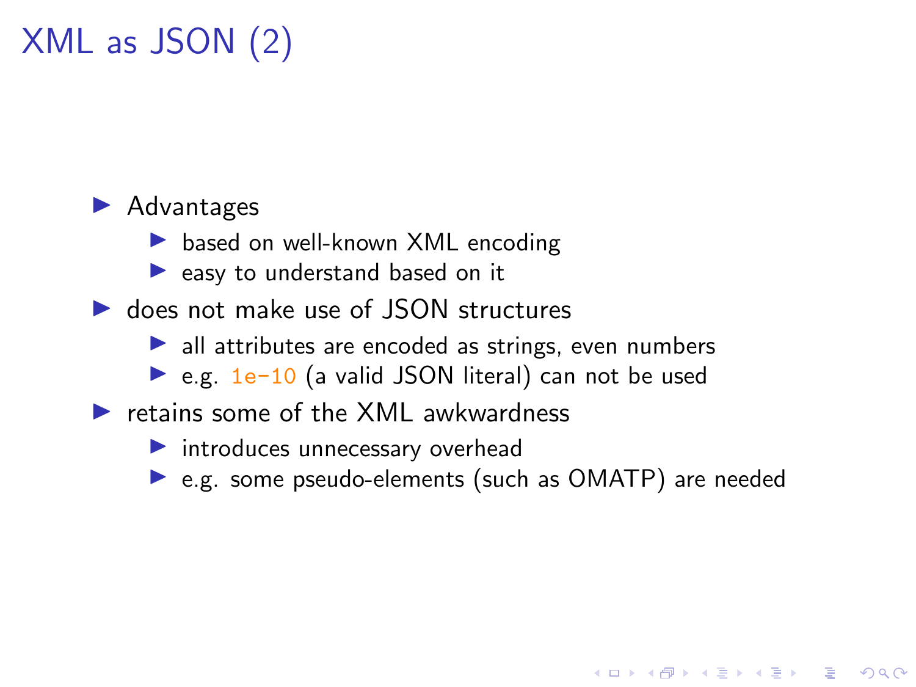# XML as JSON (2)

- Advantages
  - based on well-known XML encoding
  - easy to understand based on it
- does not make use of JSON structures
  - all attributes are encoded as strings, even numbers
  - e.g. `1e-10` (a valid JSON literal) can not be used
- retains some of the XML awkwardness
  - introduces unnecessary overhead
  - e.g. some pseudo-elements (such as OMATP) are needed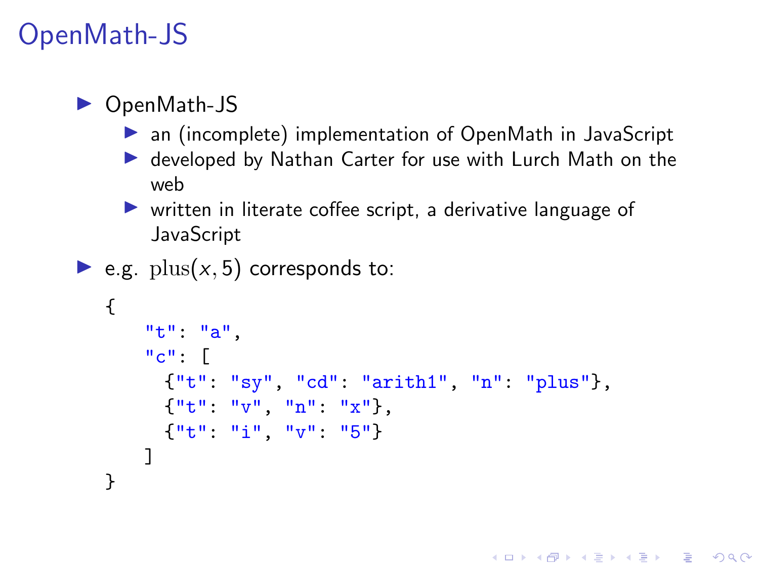# OpenMath-JS

- OpenMath-JS
  - an (incomplete) implementation of OpenMath in JavaScript
  - developed by Nathan Carter for use with Lurch Math on the web
  - written in literate coffee script, a derivative language of JavaScript
- e.g. $\mathrm{plus}(x, 5)$ corresponds to:

```
{
    "t": "a",
    "c": [
      {"t": "sy", "cd": "arith1", "n": "plus"},
      {"t": "v", "n": "x"},
      {"t": "i", "v": "5"}
    ]
}
```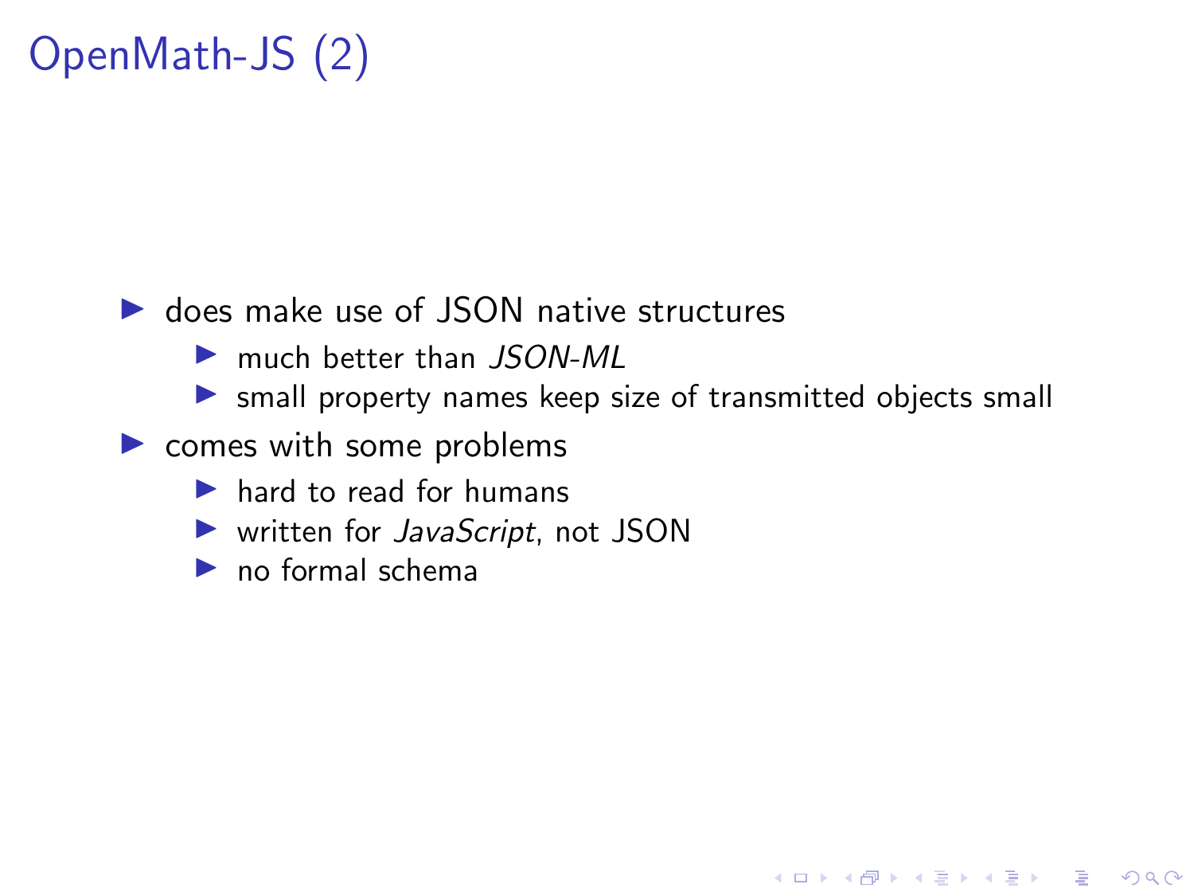# OpenMath-JS (2)

- does make use of JSON native structures
  - much better than *JSON-ML*
  - small property names keep size of transmitted objects small
- comes with some problems
  - hard to read for humans
  - written for *JavaScript*, not JSON
  - no formal schema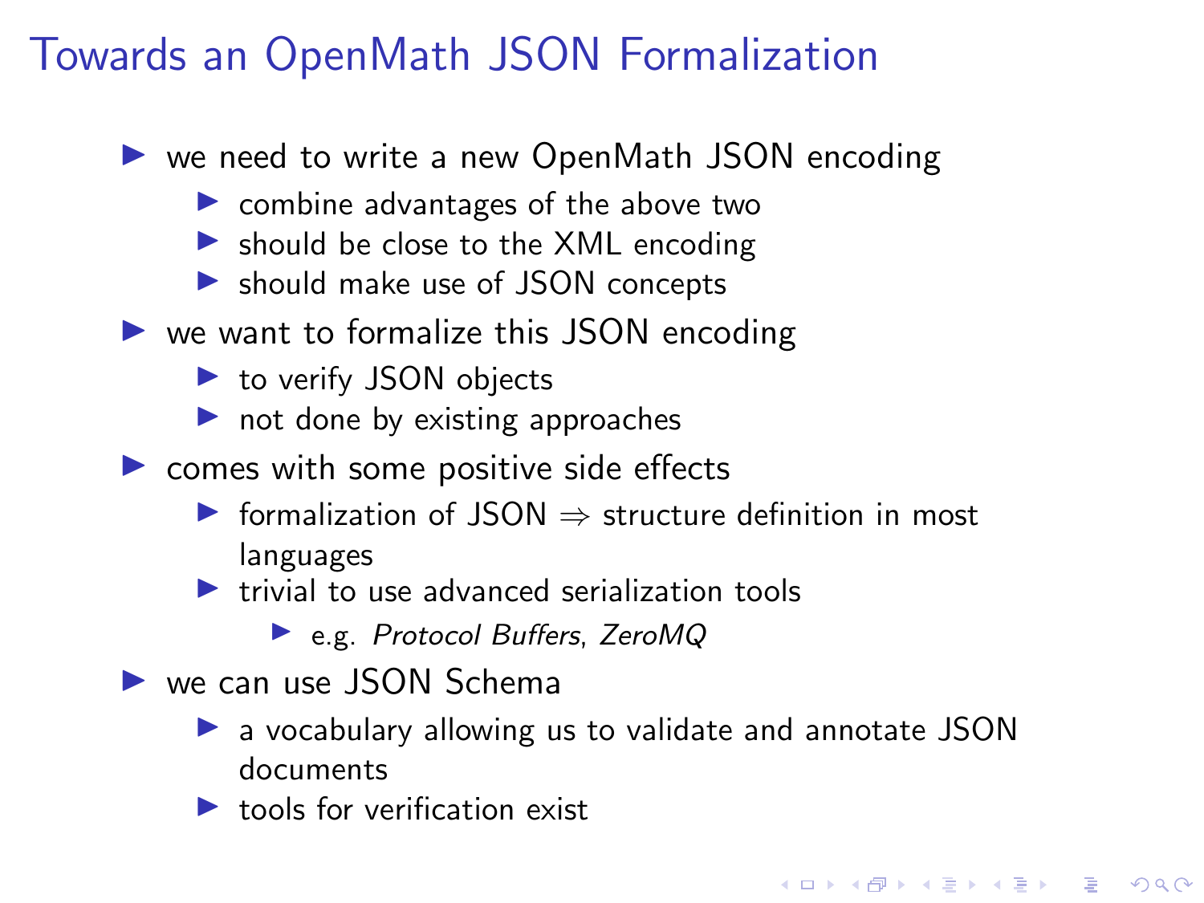# Towards an OpenMath JSON Formalization

- we need to write a new OpenMath JSON encoding
  - combine advantages of the above two
  - should be close to the XML encoding
  - should make use of JSON concepts
- we want to formalize this JSON encoding
  - to verify JSON objects
  - not done by existing approaches
- comes with some positive side effects
  - formalization of JSON $\Rightarrow$ structure definition in most languages
  - trivial to use advanced serialization tools
    - e.g. *Protocol Buffers*, *ZeroMQ*
- we can use JSON Schema
  - a vocabulary allowing us to validate and annotate JSON documents
  - tools for verification exist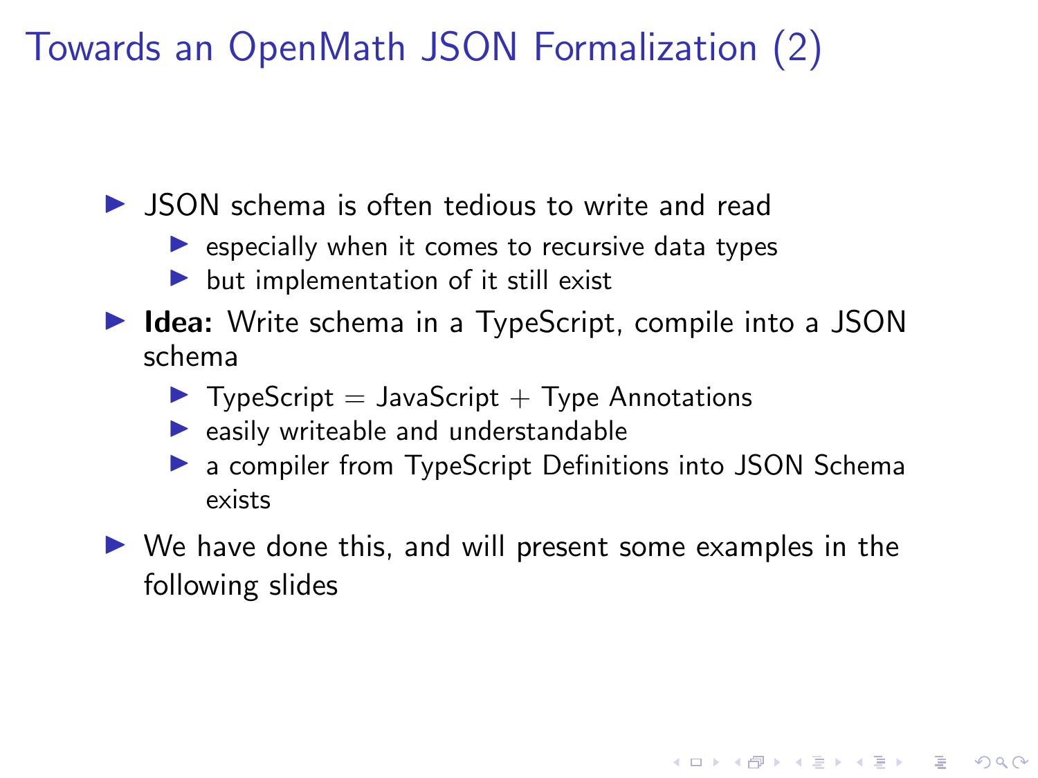# Towards an OpenMath JSON Formalization (2)

- JSON schema is often tedious to write and read
  - especially when it comes to recursive data types
  - but implementation of it still exist
- **Idea:** Write schema in a TypeScript, compile into a JSON schema
  - TypeScript = JavaScript + Type Annotations
  - easily writeable and understandable
  - a compiler from TypeScript Definitions into JSON Schema exists
- We have done this, and will present some examples in the following slides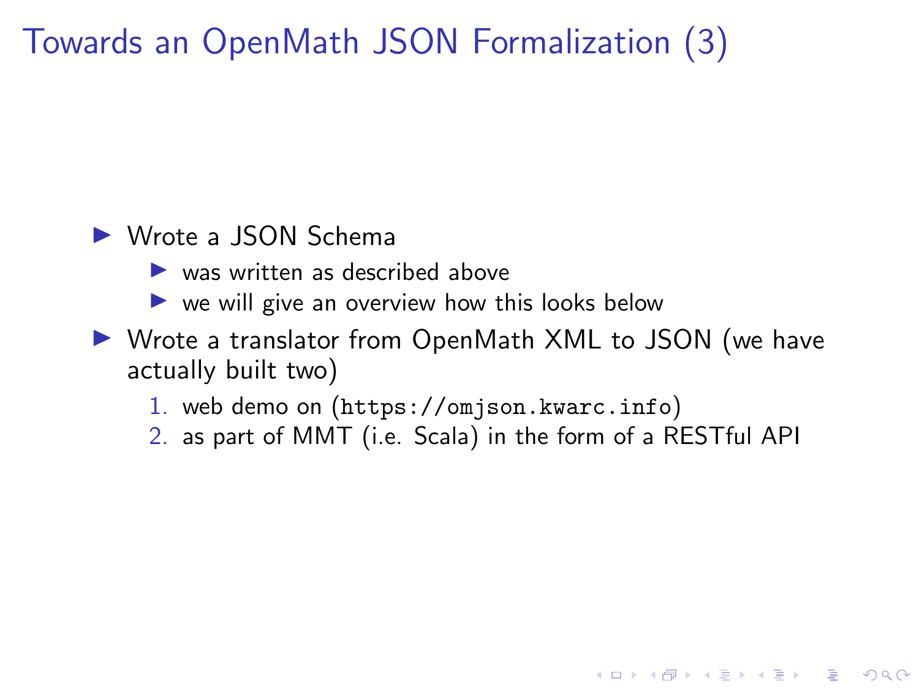# Towards an OpenMath JSON Formalization (3)

- Wrote a JSON Schema
  - was written as described above
  - we will give an overview how this looks below
- Wrote a translator from OpenMath XML to JSON (we have actually built two)
  1. web demo on (`https://omjson.kwarc.info`)
  2. as part of MMT (i.e. Scala) in the form of a RESTful API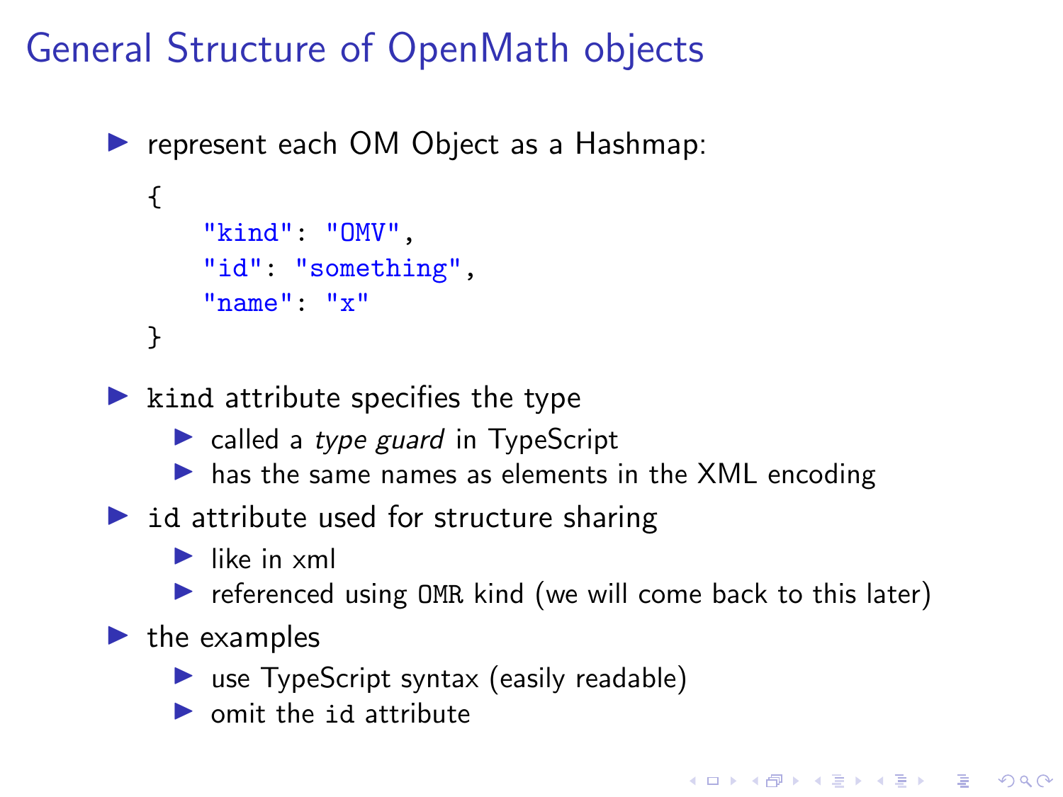# General Structure of OpenMath objects

- represent each OM Object as a Hashmap:

```
{
    "kind": "OMV",
    "id": "something",
    "name": "x"
}
```

- `kind` attribute specifies the type
  - called a *type guard* in TypeScript
  - has the same names as elements in the XML encoding
- `id` attribute used for structure sharing
  - like in xml
  - referenced using `OMR` kind (we will come back to this later)
- the examples
  - use TypeScript syntax (easily readable)
  - omit the `id` attribute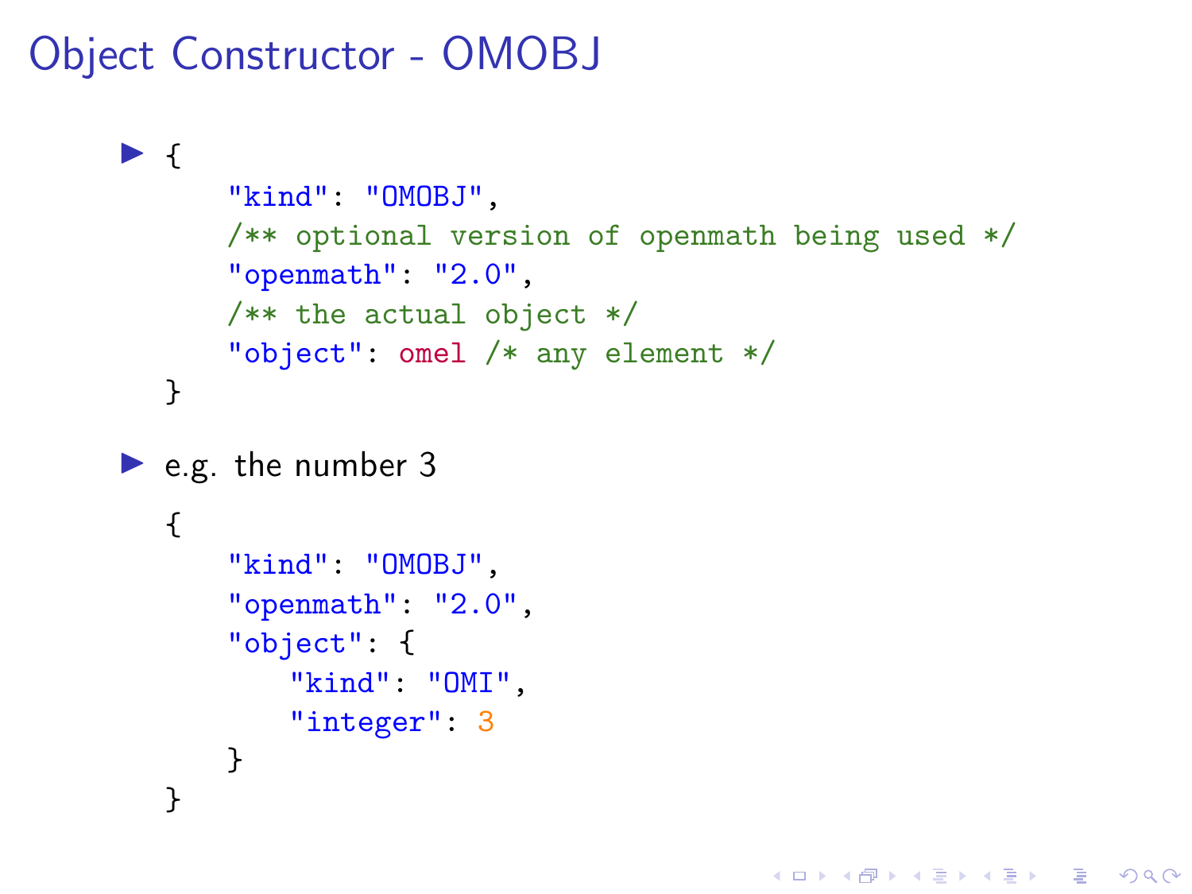# Object Constructor - OMOBJ

- ```
  {
      "kind": "OMOBJ",
      /** optional version of openmath being used */
      "openmath": "2.0",
      /** the actual object */
      "object": omel /* any element */
  }
  ```

- e.g. the number 3

  ```
  {
      "kind": "OMOBJ",
      "openmath": "2.0",
      "object": {
          "kind": "OMI",
          "integer": 3
      }
  }
  ```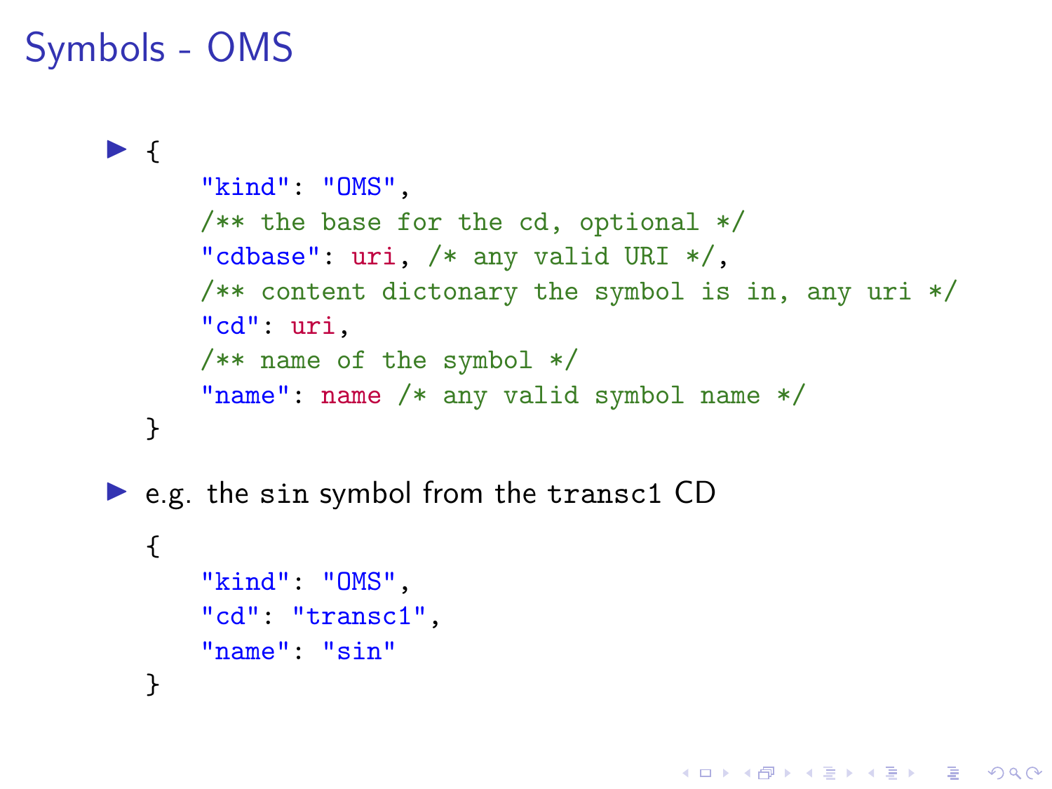# Symbols - OMS

- ```
  {
      "kind": "OMS",
      /** the base for the cd, optional */
      "cdbase": uri, /* any valid URI */,
      /** content dictonary the symbol is in, any uri */
      "cd": uri,
      /** name of the symbol */
      "name": name /* any valid symbol name */
  }
  ```

- e.g. the `sin` symbol from the `transc1` CD

  ```
  {
      "kind": "OMS",
      "cd": "transc1",
      "name": "sin"
  }
  ```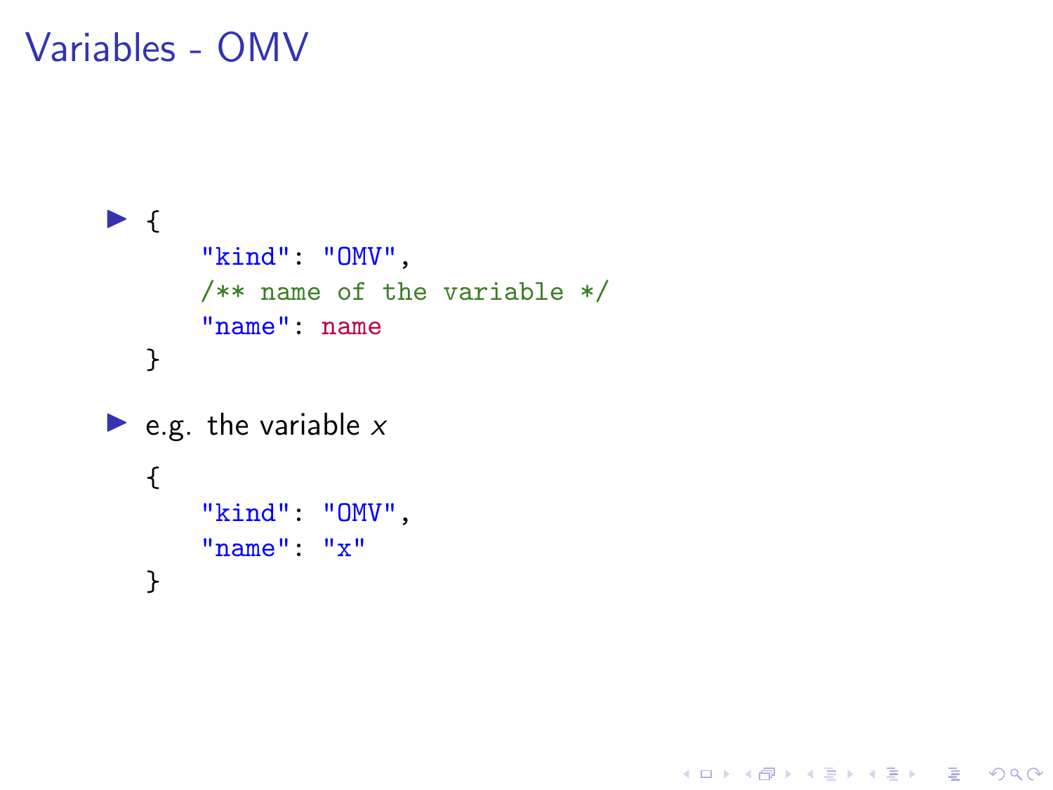# Variables - OMV

- ```
  {
      "kind": "OMV",
      /** name of the variable */
      "name": name
  }
  ```

- e.g. the variable $x$

  ```
  {
      "kind": "OMV",
      "name": "x"
  }
  ```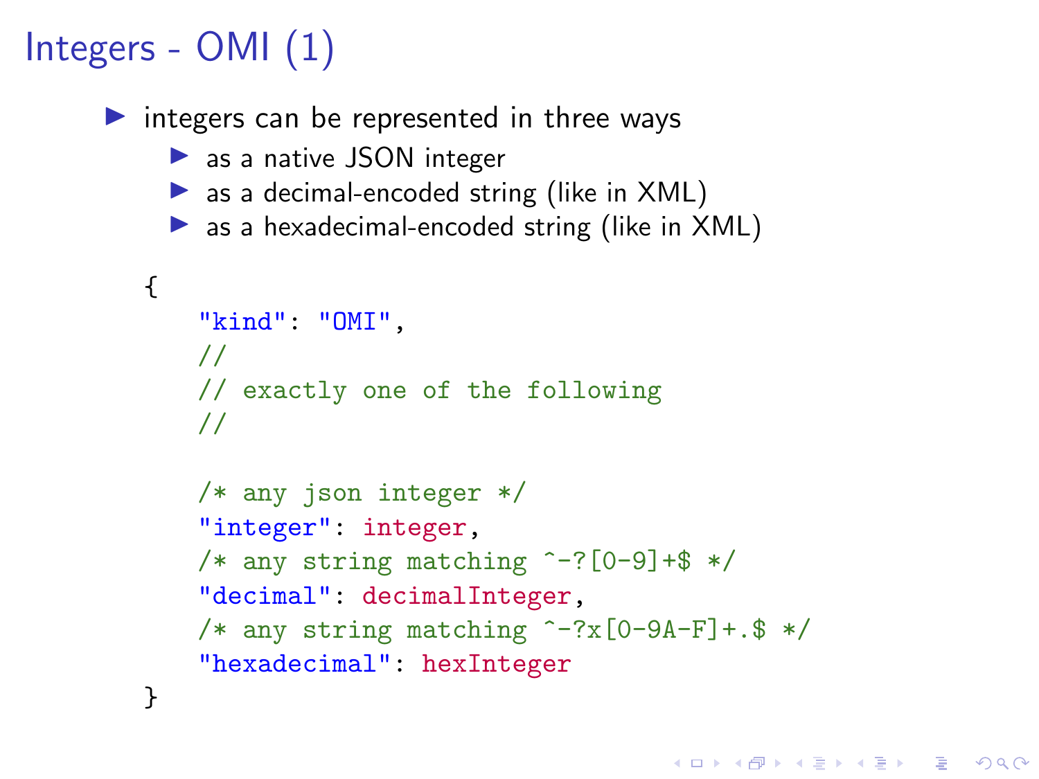# Integers - OMI (1)

- integers can be represented in three ways
  - as a native JSON integer
  - as a decimal-encoded string (like in XML)
  - as a hexadecimal-encoded string (like in XML)

```
{
    "kind": "OMI",
    //
    // exactly one of the following
    //

    /* any json integer */
    "integer": integer,
    /* any string matching ^-?[0-9]+$ */
    "decimal": decimalInteger,
    /* any string matching ^-?x[0-9A-F]+.$ */
    "hexadecimal": hexInteger
}
```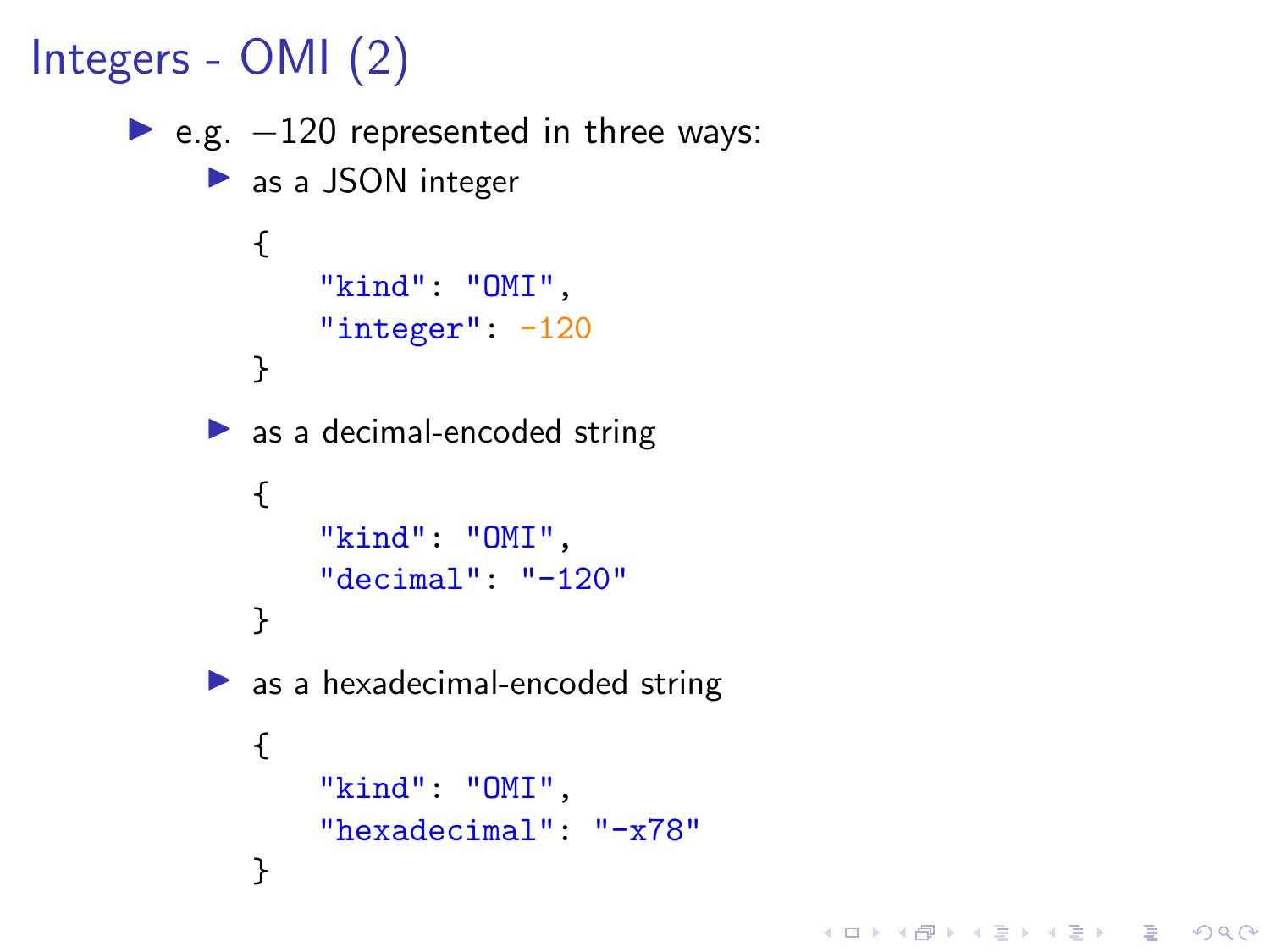# Integers - OMI (2)

- e.g. $-120$ represented in three ways:
  - as a JSON integer

    ```
    {
        "kind": "OMI",
        "integer": -120
    }
    ```

  - as a decimal-encoded string

    ```
    {
        "kind": "OMI",
        "decimal": "-120"
    }
    ```

  - as a hexadecimal-encoded string

    ```
    {
        "kind": "OMI",
        "hexadecimal": "-x78"
    }
    ```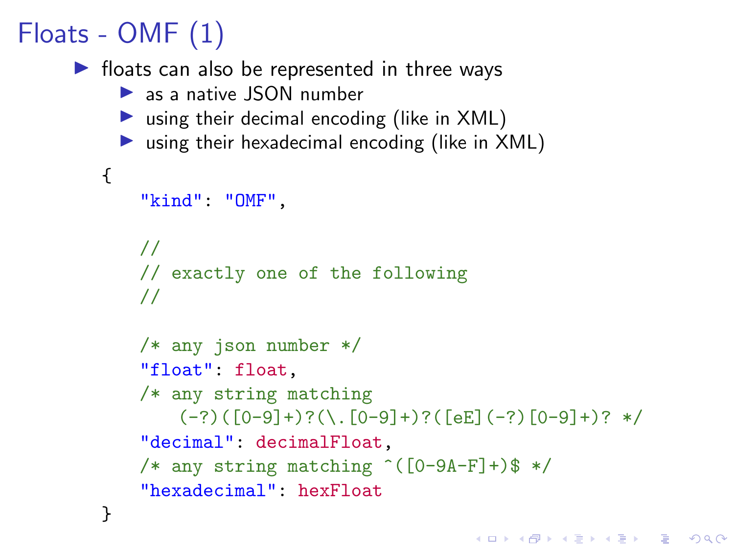# Floats - OMF (1)

- floats can also be represented in three ways
  - as a native JSON number
  - using their decimal encoding (like in XML)
  - using their hexadecimal encoding (like in XML)

```
{
    "kind": "OMF",

    //
    // exactly one of the following
    //

    /* any json number */
    "float": float,
    /* any string matching
        (-?)([0-9]+)?(\.[0-9]+)?([eE](-?)[0-9]+)? */
    "decimal": decimalFloat,
    /* any string matching ^([0-9A-F]+)$ */
    "hexadecimal": hexFloat
}
```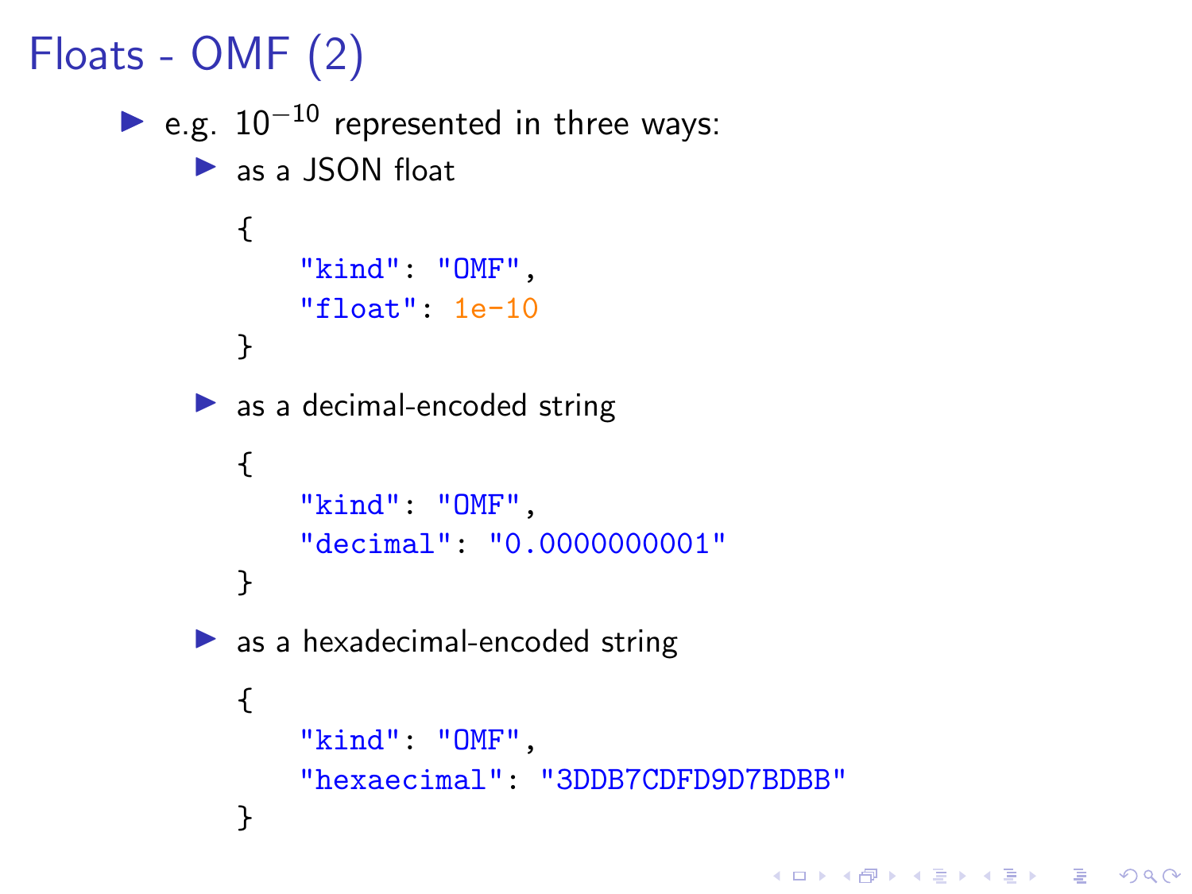# Floats - OMF (2)

- e.g. $10^{-10}$ represented in three ways:
  - as a JSON float

    ```
    {
        "kind": "OMF",
        "float": 1e-10
    }
    ```

  - as a decimal-encoded string

    ```
    {
        "kind": "OMF",
        "decimal": "0.0000000001"
    }
    ```

  - as a hexadecimal-encoded string

    ```
    {
        "kind": "OMF",
        "hexaecimal": "3DDB7CDFD9D7BDBB"
    }
    ```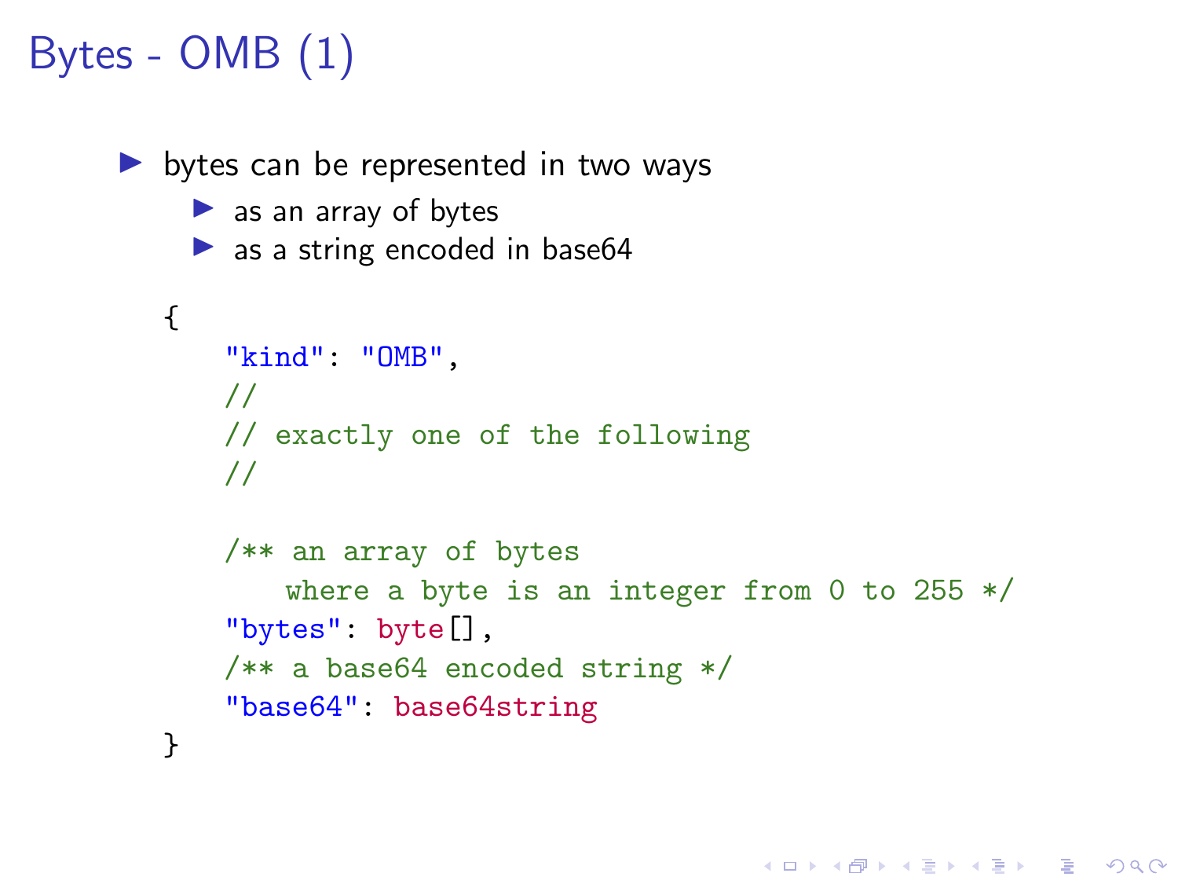# Bytes - OMB (1)

- bytes can be represented in two ways
  - as an array of bytes
  - as a string encoded in base64

```
{
    "kind": "OMB",
    //
    // exactly one of the following
    //

    /** an array of bytes
        where a byte is an integer from 0 to 255 */
    "bytes": byte[],
    /** a base64 encoded string */
    "base64": base64string
}
```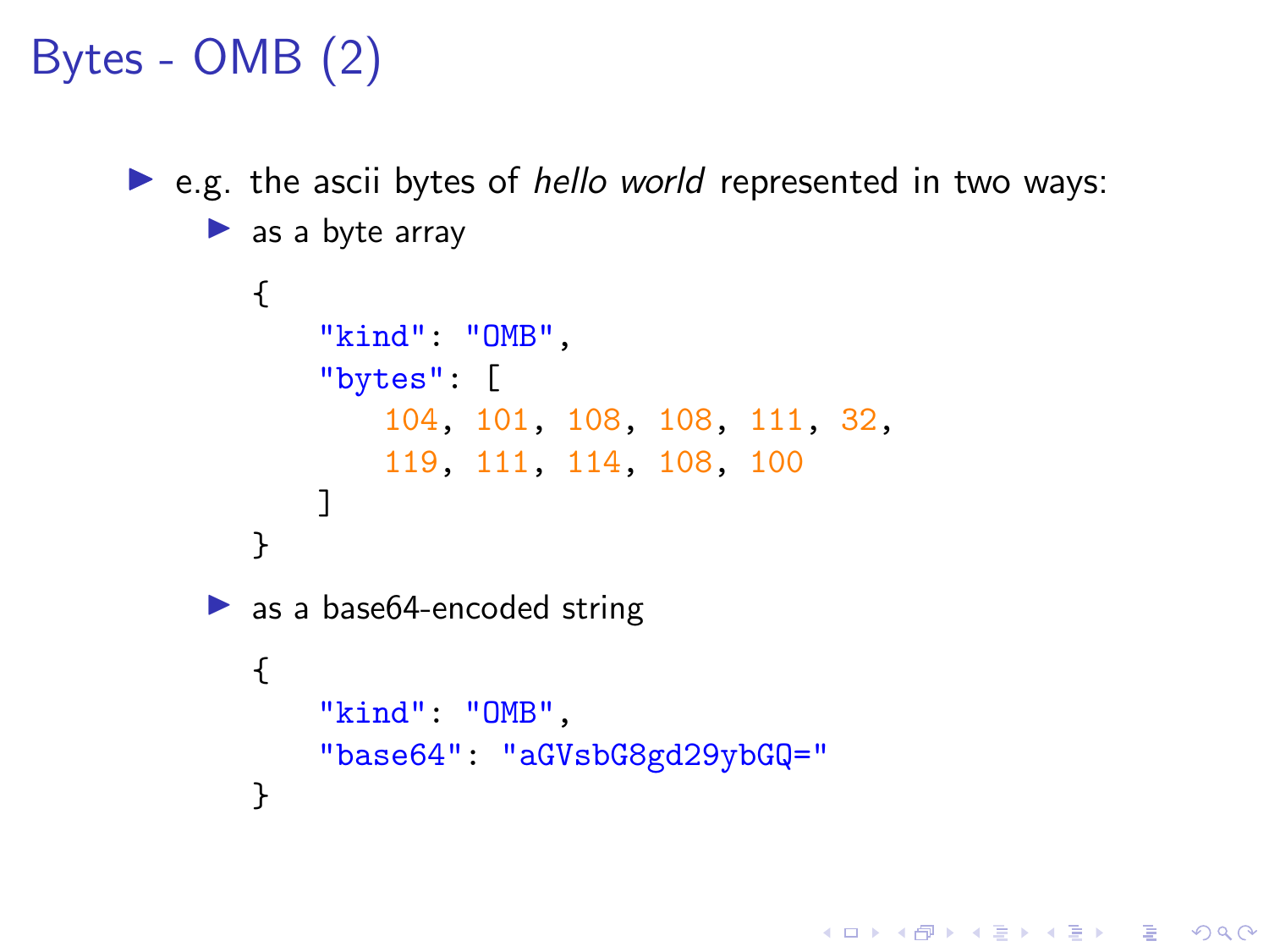# Bytes - OMB (2)

- e.g. the ascii bytes of *hello world* represented in two ways:
  - as a byte array

```
{
    "kind": "OMB",
    "bytes": [
        104, 101, 108, 108, 111, 32,
        119, 111, 114, 108, 100
    ]
}
```

  - as a base64-encoded string

```
{
    "kind": "OMB",
    "base64": "aGVsbG8gd29ybGQ="
}
```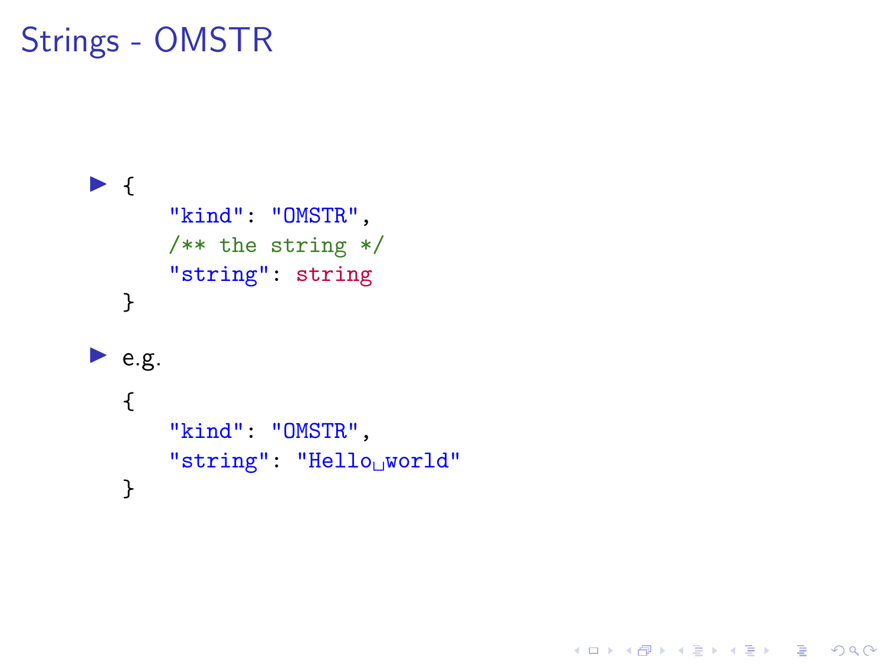# Strings - OMSTR

- ```
  {
      "kind": "OMSTR",
      /** the string */
      "string": string
  }
  ```

- e.g.

  ```
  {
      "kind": "OMSTR",
      "string": "Hello world"
  }
  ```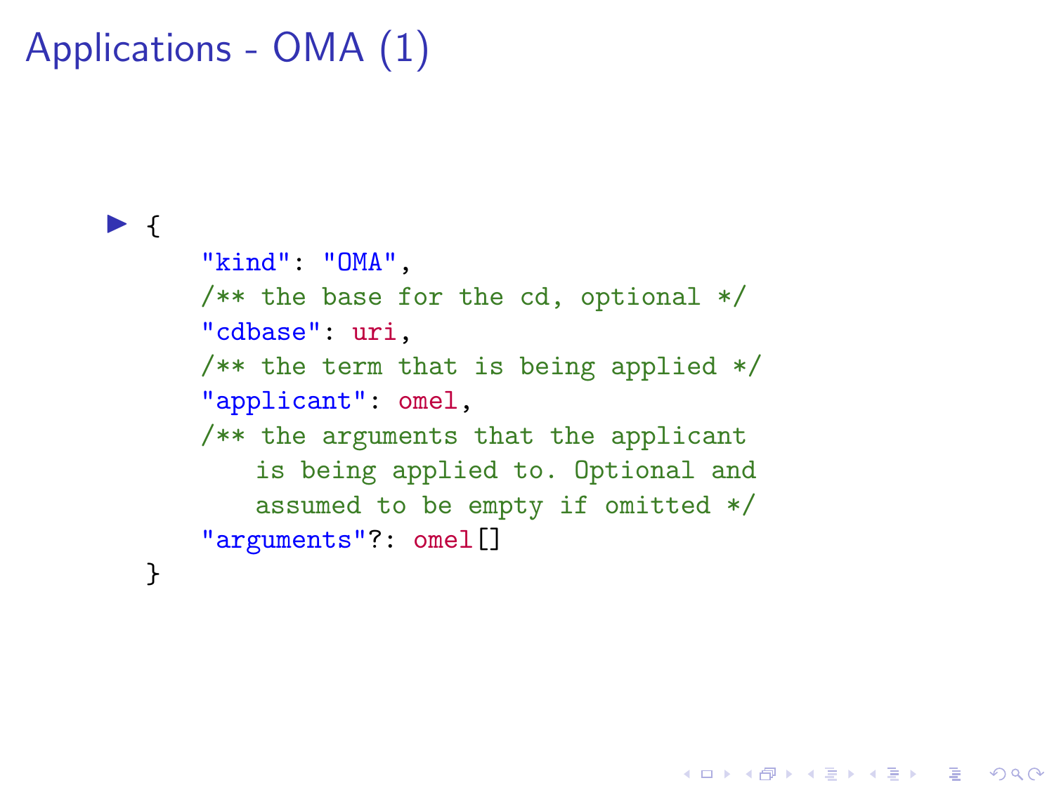# Applications - OMA (1)

- ```
  {
      "kind": "OMA",
      /** the base for the cd, optional */
      "cdbase": uri,
      /** the term that is being applied */
      "applicant": omel,
      /** the arguments that the applicant
          is being applied to. Optional and
          assumed to be empty if omitted */
      "arguments"?: omel[]
  }
  ```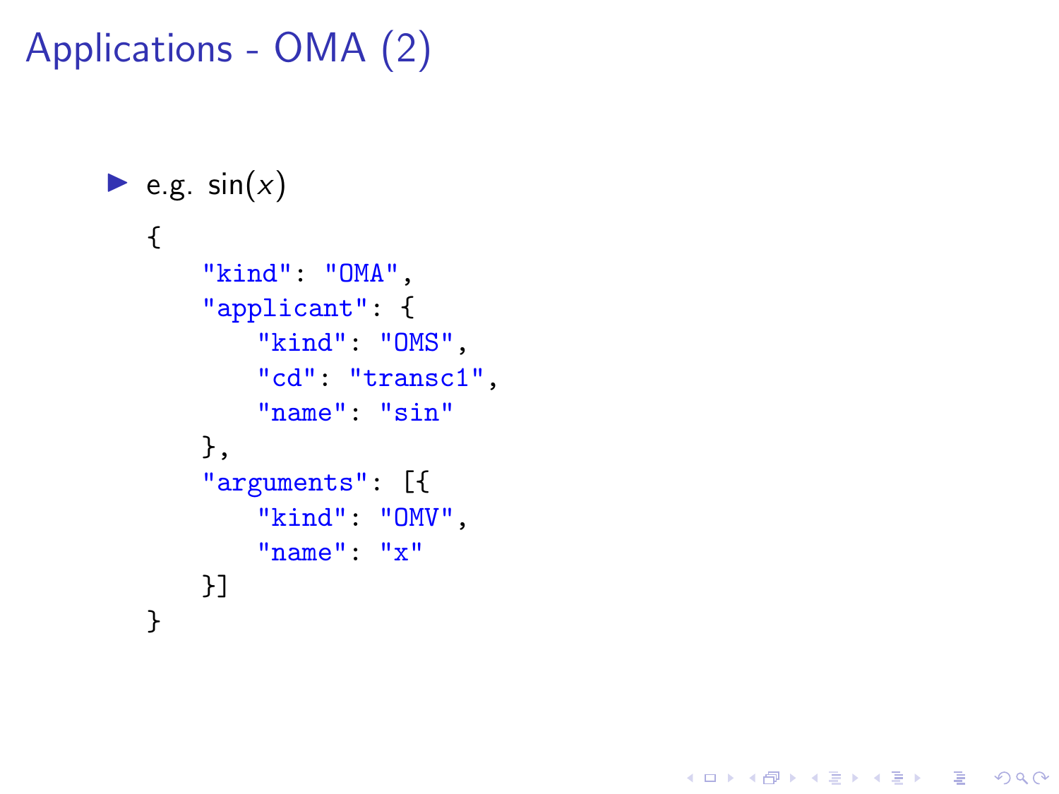# Applications - OMA (2)

- e.g. $\sin(x)$

```
{
    "kind": "OMA",
    "applicant": {
        "kind": "OMS",
        "cd": "transc1",
        "name": "sin"
    },
    "arguments": [{
        "kind": "OMV",
        "name": "x"
    }]
}
```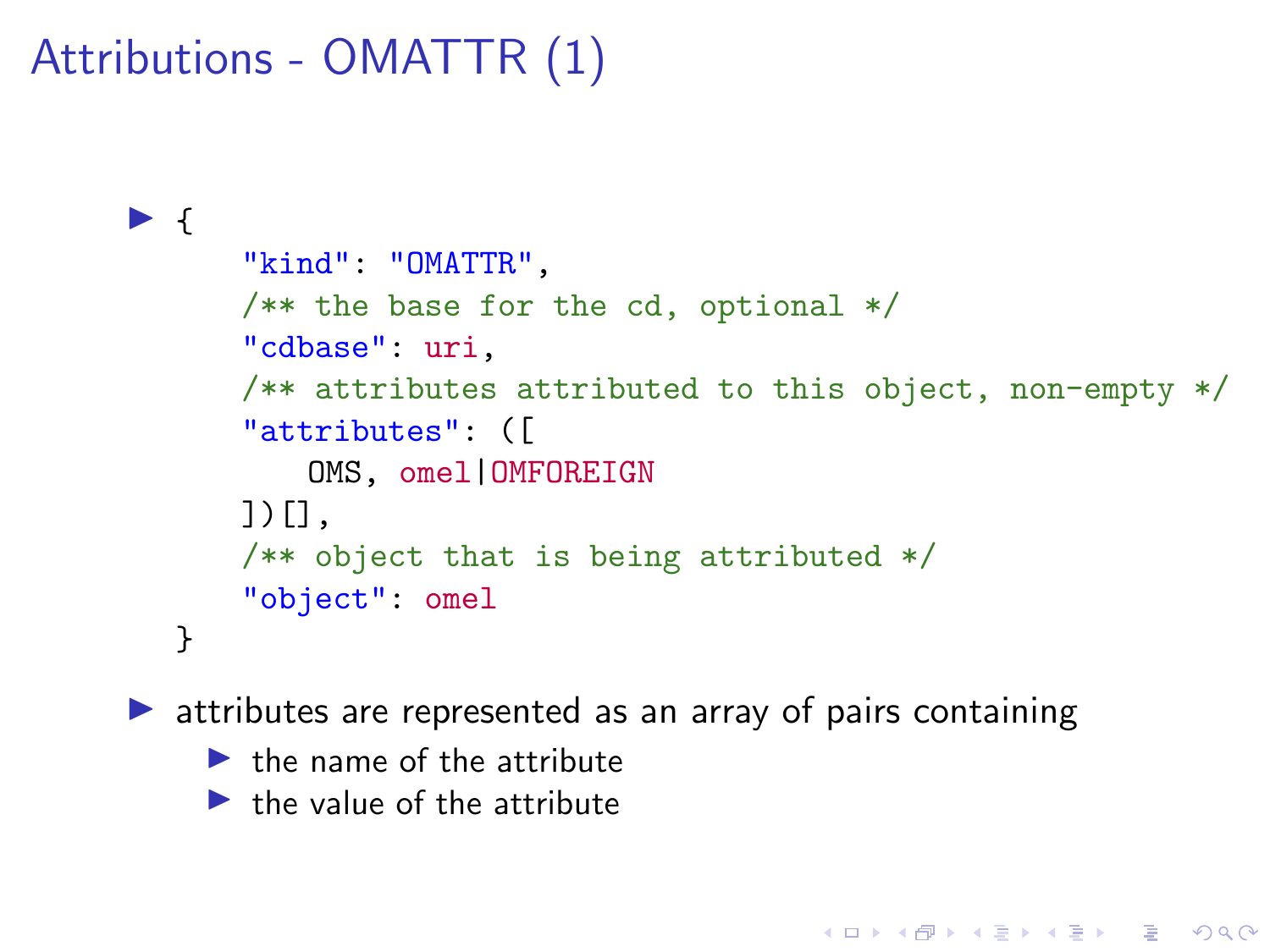# Attributions - OMATTR (1)

- ```
  {
      "kind": "OMATTR",
      /** the base for the cd, optional */
      "cdbase": uri,
      /** attributes attributed to this object, non-empty */
      "attributes": ([
          OMS, omel|OMFOREIGN
      ])[],
      /** object that is being attributed */
      "object": omel
  }
  ```
- attributes are represented as an array of pairs containing
  - the name of the attribute
  - the value of the attribute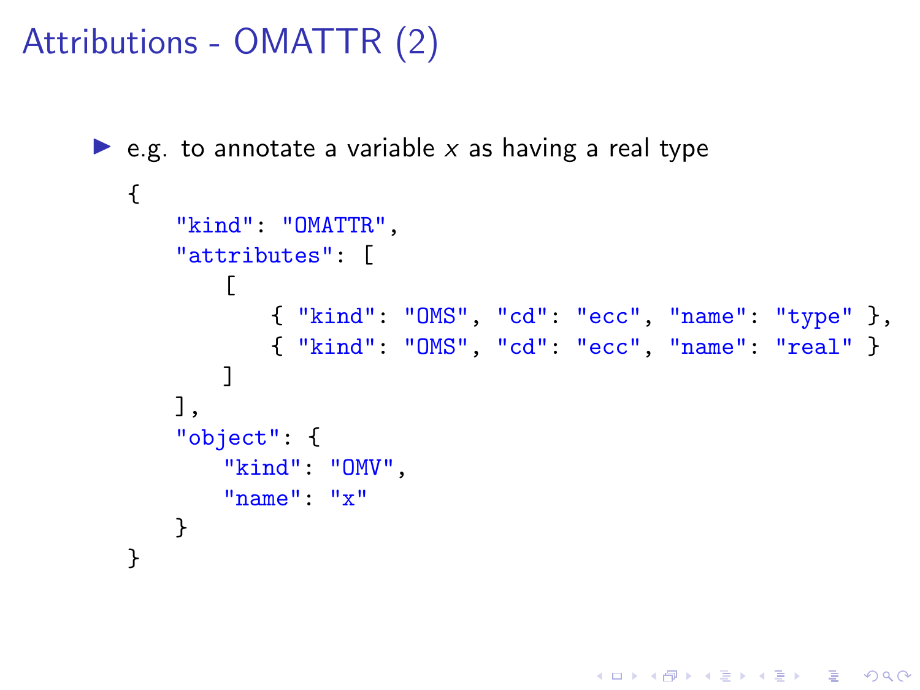# Attributions - OMATTR (2)

- e.g. to annotate a variable $x$ as having a real type

```
{
    "kind": "OMATTR",
    "attributes": [
        [
            { "kind": "OMS", "cd": "ecc", "name": "type" },
            { "kind": "OMS", "cd": "ecc", "name": "real" }
        ]
    ],
    "object": {
        "kind": "OMV",
        "name": "x"
    }
}
```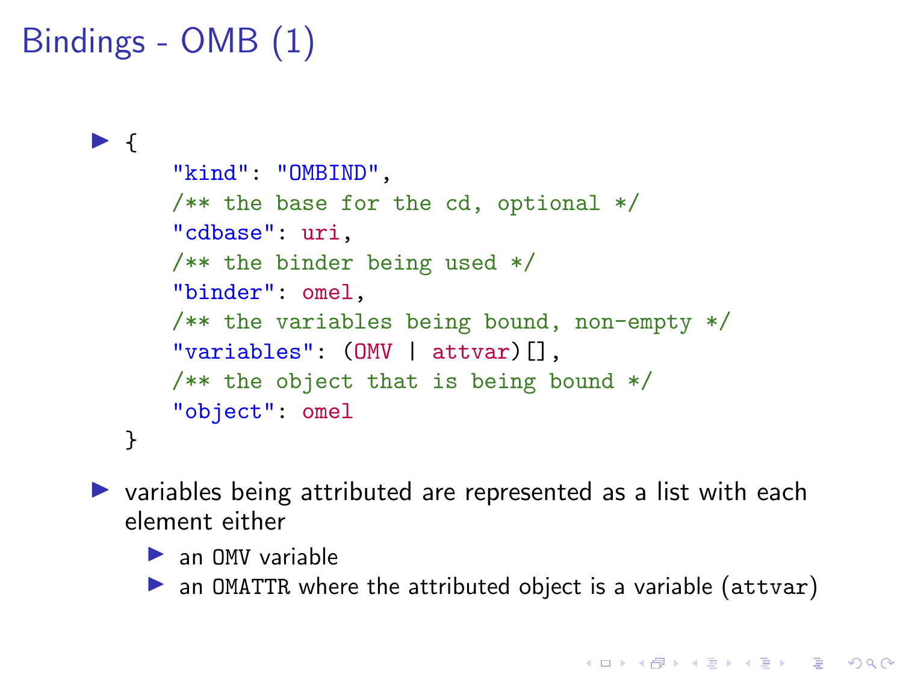# Bindings - OMB (1)

- ```
  {
      "kind": "OMBIND",
      /** the base for the cd, optional */
      "cdbase": uri,
      /** the binder being used */
      "binder": omel,
      /** the variables being bound, non-empty */
      "variables": (OMV | attvar)[],
      /** the object that is being bound */
      "object": omel
  }
  ```
- variables being attributed are represented as a list with each element either
  - an `OMV` variable
  - an `OMATTR` where the attributed object is a variable (`attvar`)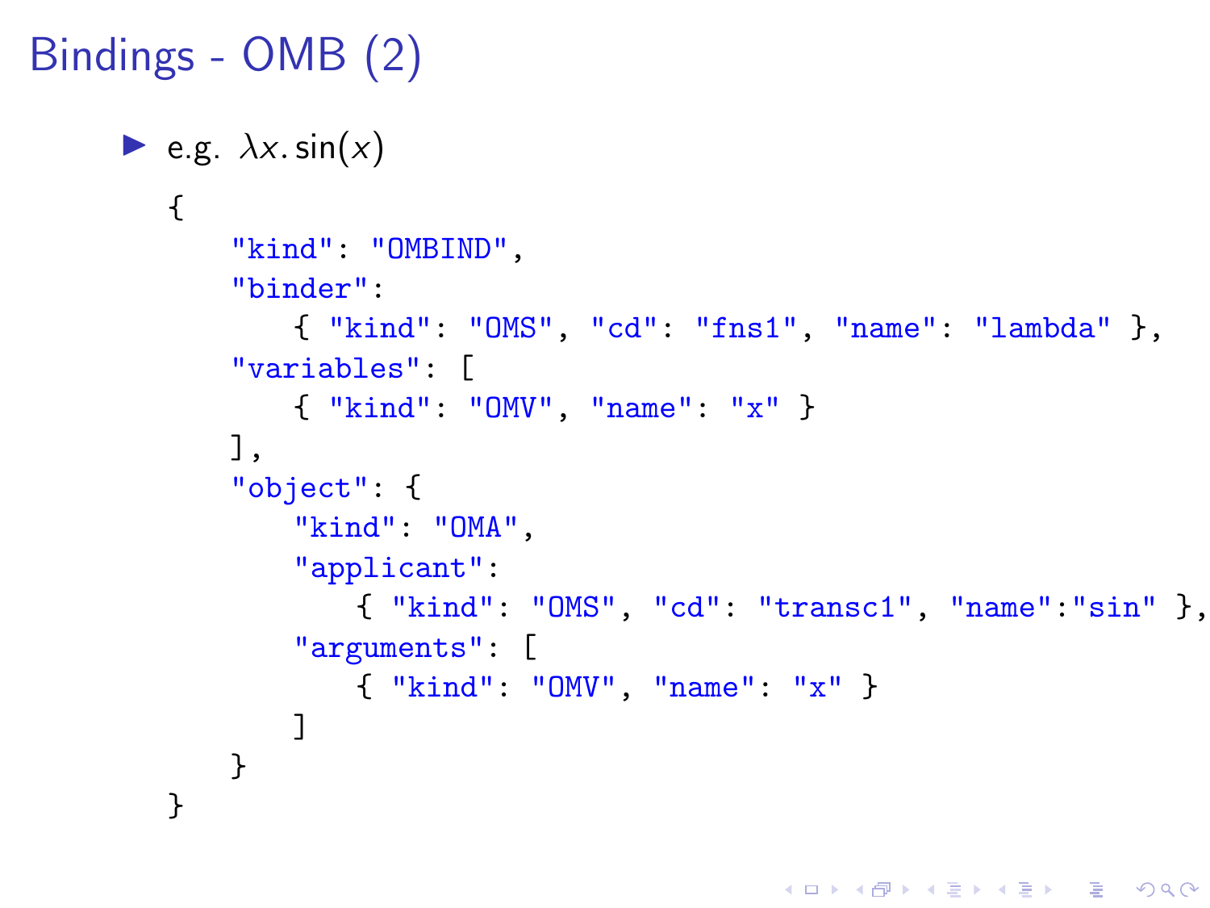# Bindings - OMB (2)

- e.g. $\lambda x. \sin(x)$

```
{
    "kind": "OMBIND",
    "binder":
        { "kind": "OMS", "cd": "fns1", "name": "lambda" },
    "variables": [
        { "kind": "OMV", "name": "x" }
    ],
    "object": {
        "kind": "OMA",
        "applicant":
            { "kind": "OMS", "cd": "transc1", "name":"sin" },
        "arguments": [
            { "kind": "OMV", "name": "x" }
        ]
    }
}
```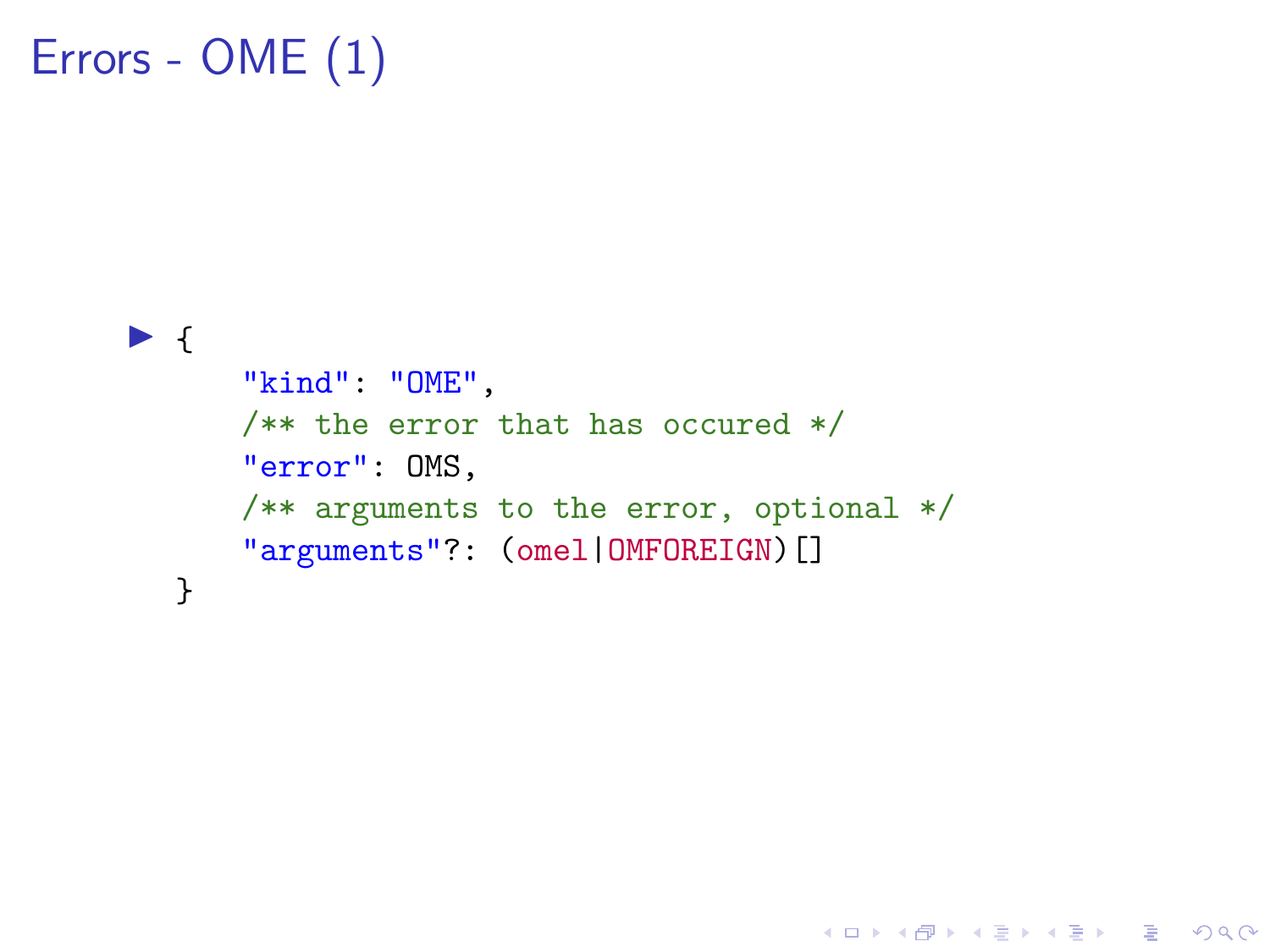# Errors - OME (1)

- ```
  {
      "kind": "OME",
      /** the error that has occured */
      "error": OMS,
      /** arguments to the error, optional */
      "arguments"?: (omel|OMFOREIGN)[]
  }
  ```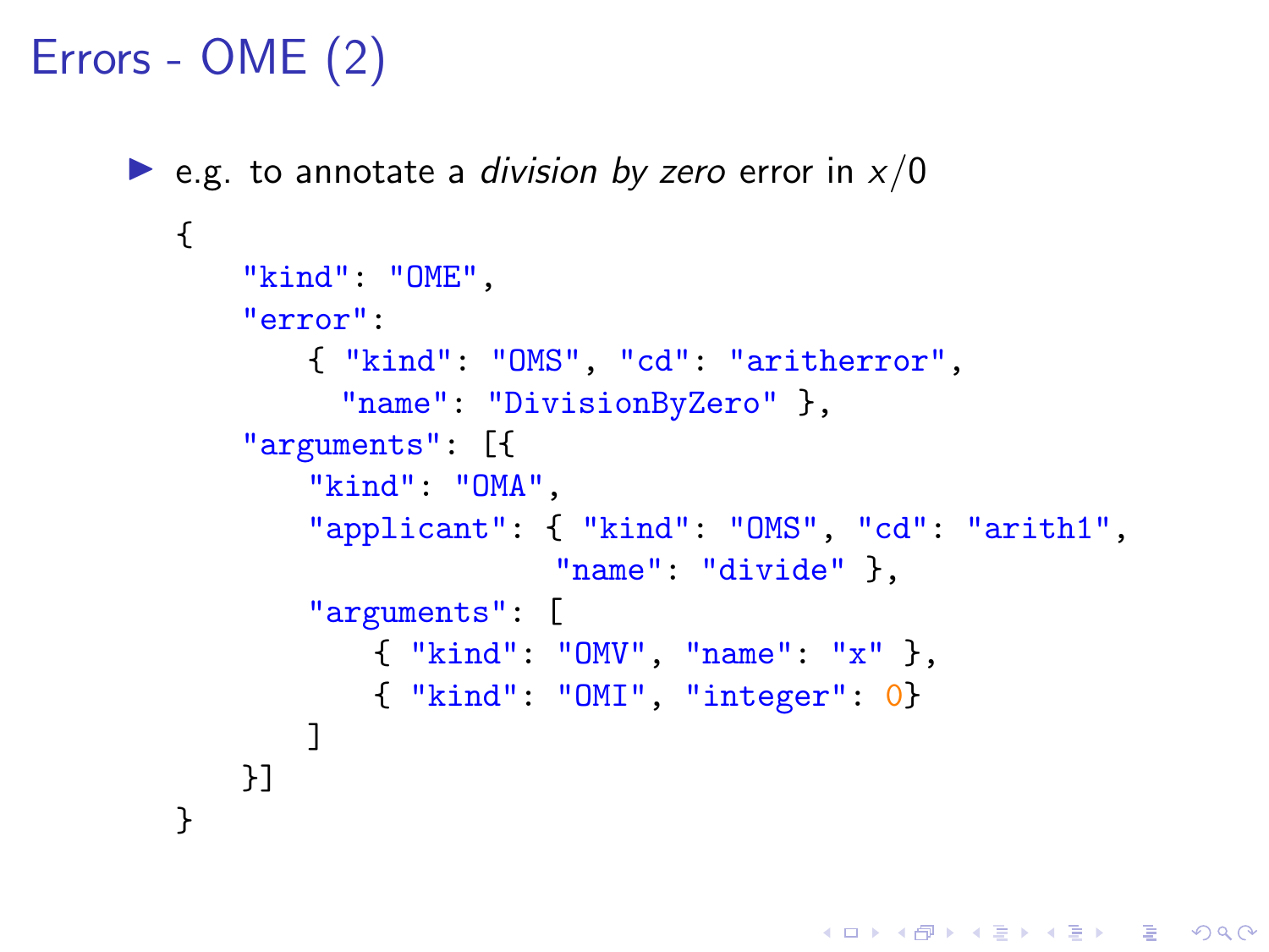# Errors - OME (2)

- e.g. to annotate a *division by zero* error in $x/0$

```
{
    "kind": "OME",
    "error":
        { "kind": "OMS", "cd": "aritherror",
          "name": "DivisionByZero" },
    "arguments": [{
        "kind": "OMA",
        "applicant": { "kind": "OMS", "cd": "arith1",
                       "name": "divide" },
        "arguments": [
            { "kind": "OMV", "name": "x" },
            { "kind": "OMI", "integer": 0}
        ]
    }]
}
```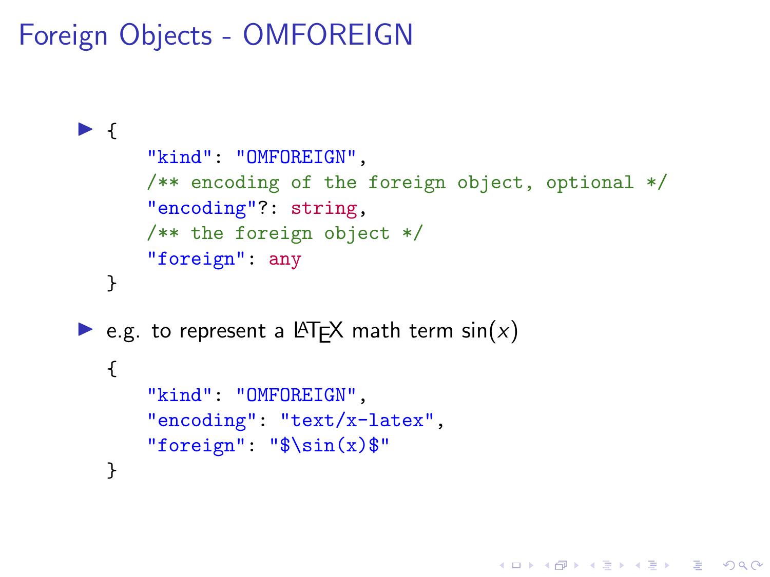# Foreign Objects - OMFOREIGN

- ```
  {
      "kind": "OMFOREIGN",
      /** encoding of the foreign object, optional */
      "encoding"?: string,
      /** the foreign object */
      "foreign": any
  }
  ```

- e.g. to represent a LaTeX math term $\sin(x)$

  ```
  {
      "kind": "OMFOREIGN",
      "encoding": "text/x-latex",
      "foreign": "$\sin(x)$"
  }
  ```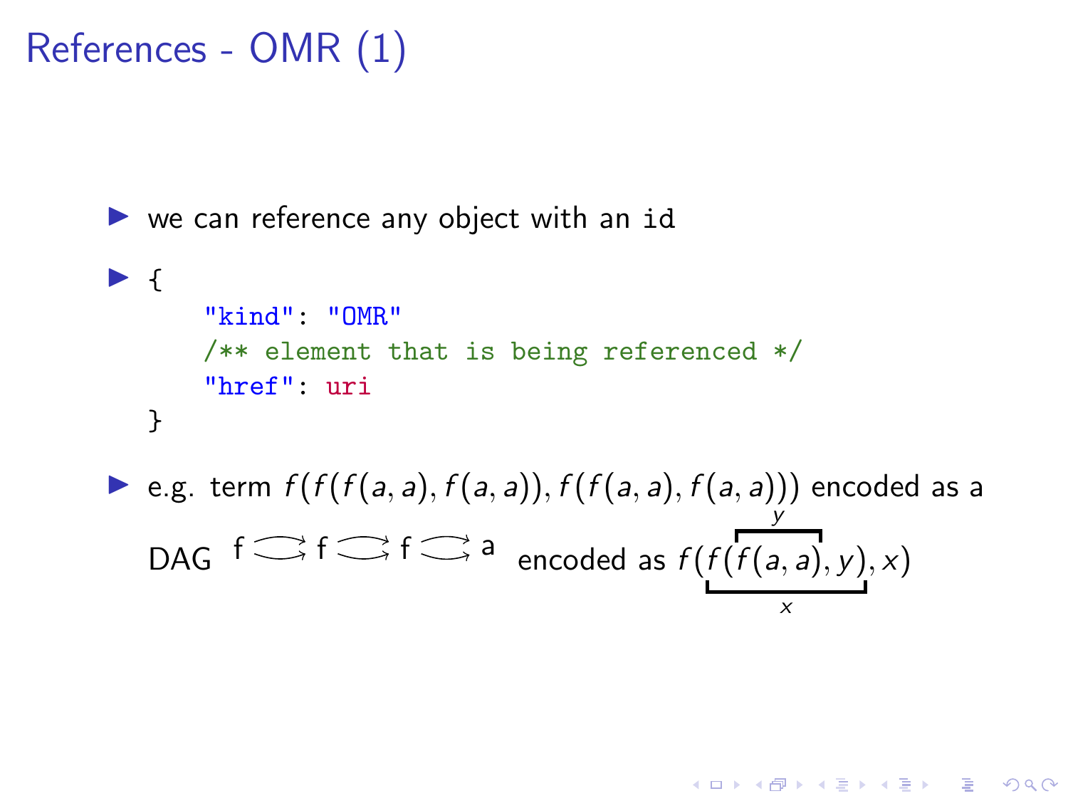# References - OMR (1)

- we can reference any object with an `id`
- 
```
{
    "kind": "OMR"
    /** element that is being referenced */
    "href": uri
}
```
- e.g. term $f(f(f(a,a),f(a,a)),f(f(a,a),f(a,a)))$ encoded as a DAG f ⇉ f ⇉ f ⇉ a encoded as $f(\underbrace{f(\overbrace{f(a,a)}^{y},y)}_{x},x)$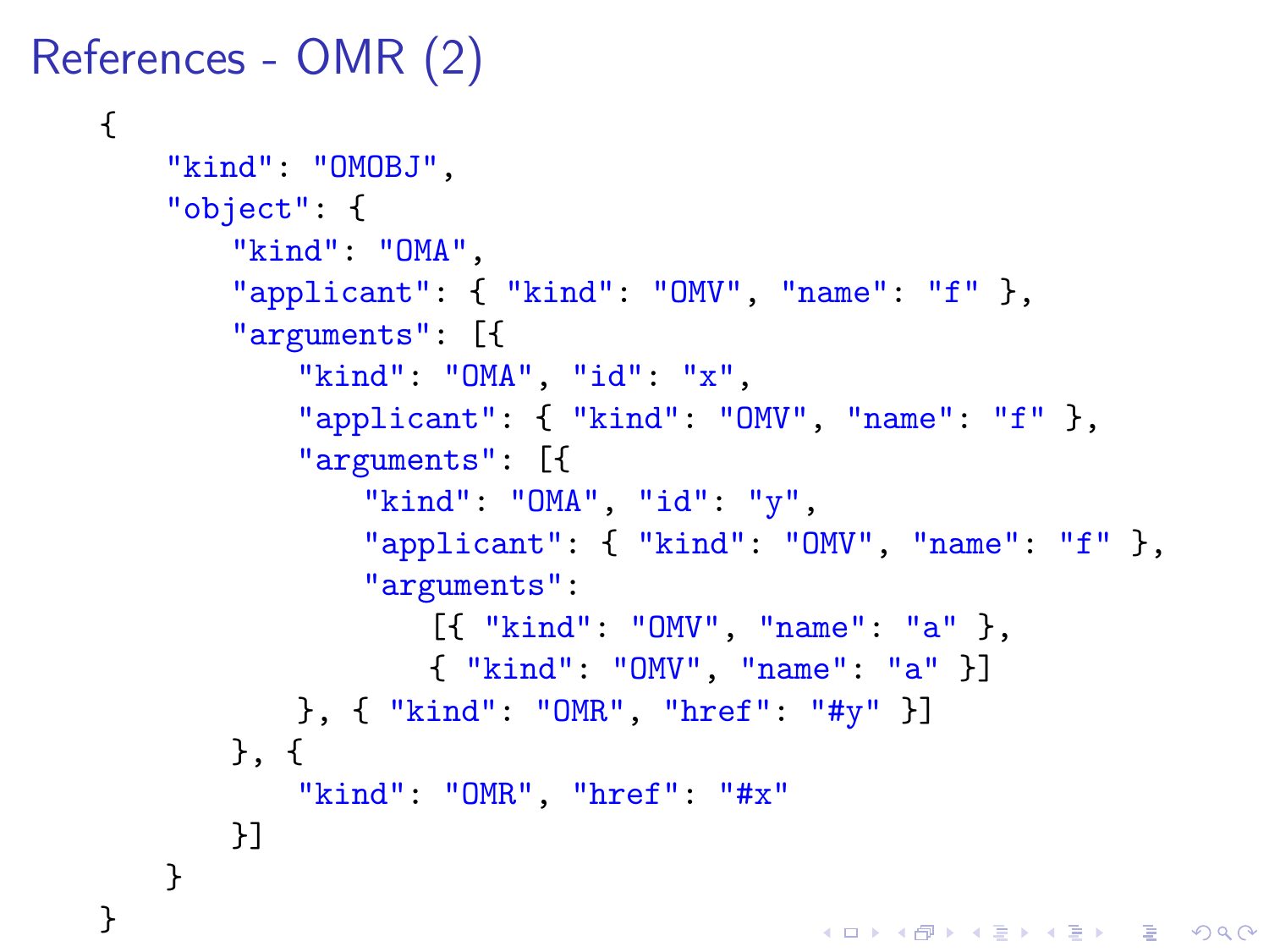# References - OMR (2)

```
{
    "kind": "OMOBJ",
    "object": {
        "kind": "OMA",
        "applicant": { "kind": "OMV", "name": "f" },
        "arguments": [{
            "kind": "OMA", "id": "x",
            "applicant": { "kind": "OMV", "name": "f" },
            "arguments": [{
                "kind": "OMA", "id": "y",
                "applicant": { "kind": "OMV", "name": "f" },
                "arguments":
                    [{ "kind": "OMV", "name": "a" },
                    { "kind": "OMV", "name": "a" }]
            }, { "kind": "OMR", "href": "#y" }]
        }, {
            "kind": "OMR", "href": "#x"
        }]
    }
}
```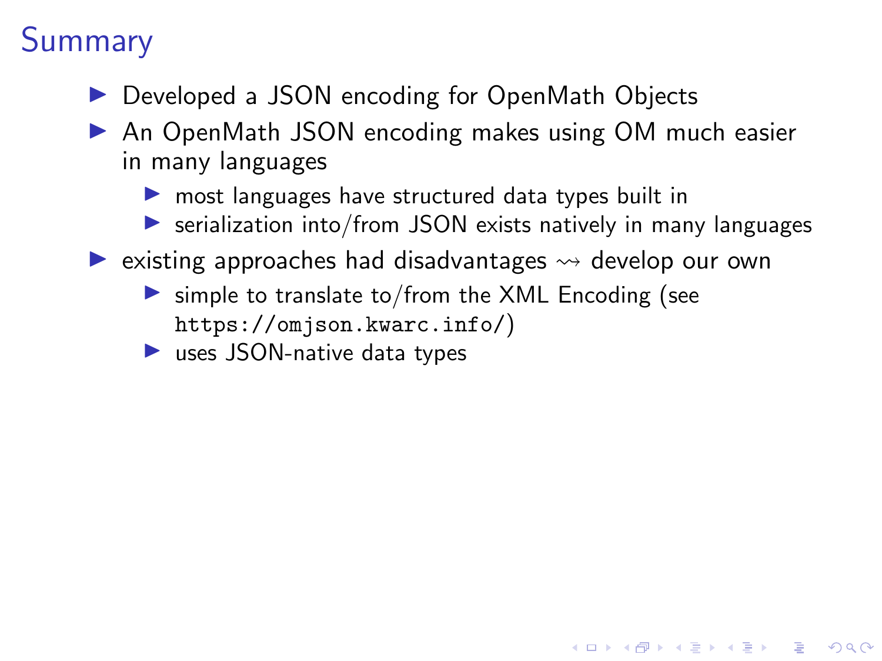# Summary

- Developed a JSON encoding for OpenMath Objects
- An OpenMath JSON encoding makes using OM much easier in many languages
  - most languages have structured data types built in
  - serialization into/from JSON exists natively in many languages
- existing approaches had disadvantages $\rightsquigarrow$ develop our own
  - simple to translate to/from the XML Encoding (see `https://omjson.kwarc.info/`)
  - uses JSON-native data types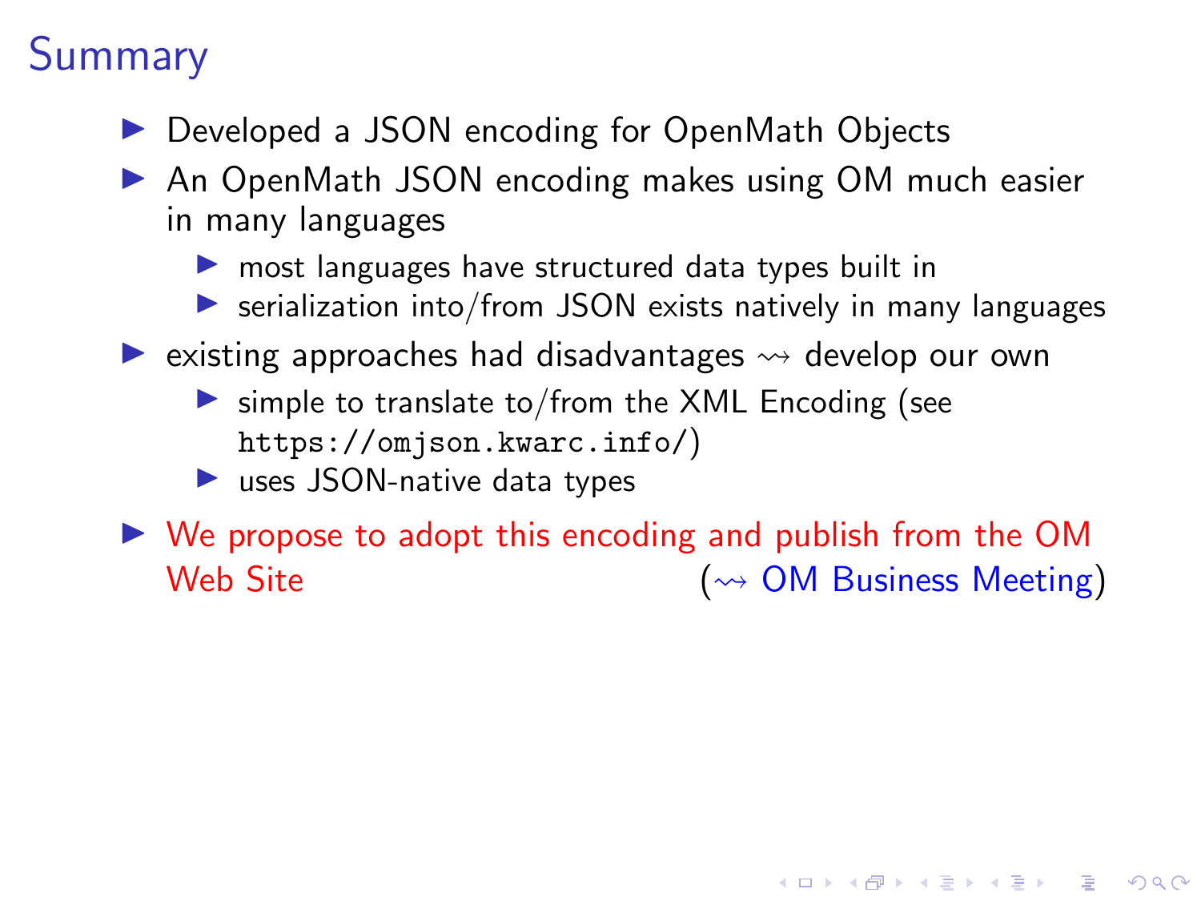# Summary

- Developed a JSON encoding for OpenMath Objects
- An OpenMath JSON encoding makes using OM much easier in many languages
  - most languages have structured data types built in
  - serialization into/from JSON exists natively in many languages
- existing approaches had disadvantages $\rightsquigarrow$ develop our own
  - simple to translate to/from the XML Encoding (see `https://omjson.kwarc.info/`)
  - uses JSON-native data types
- We propose to adopt this encoding and publish from the OM Web Site ($\rightsquigarrow$ OM Business Meeting)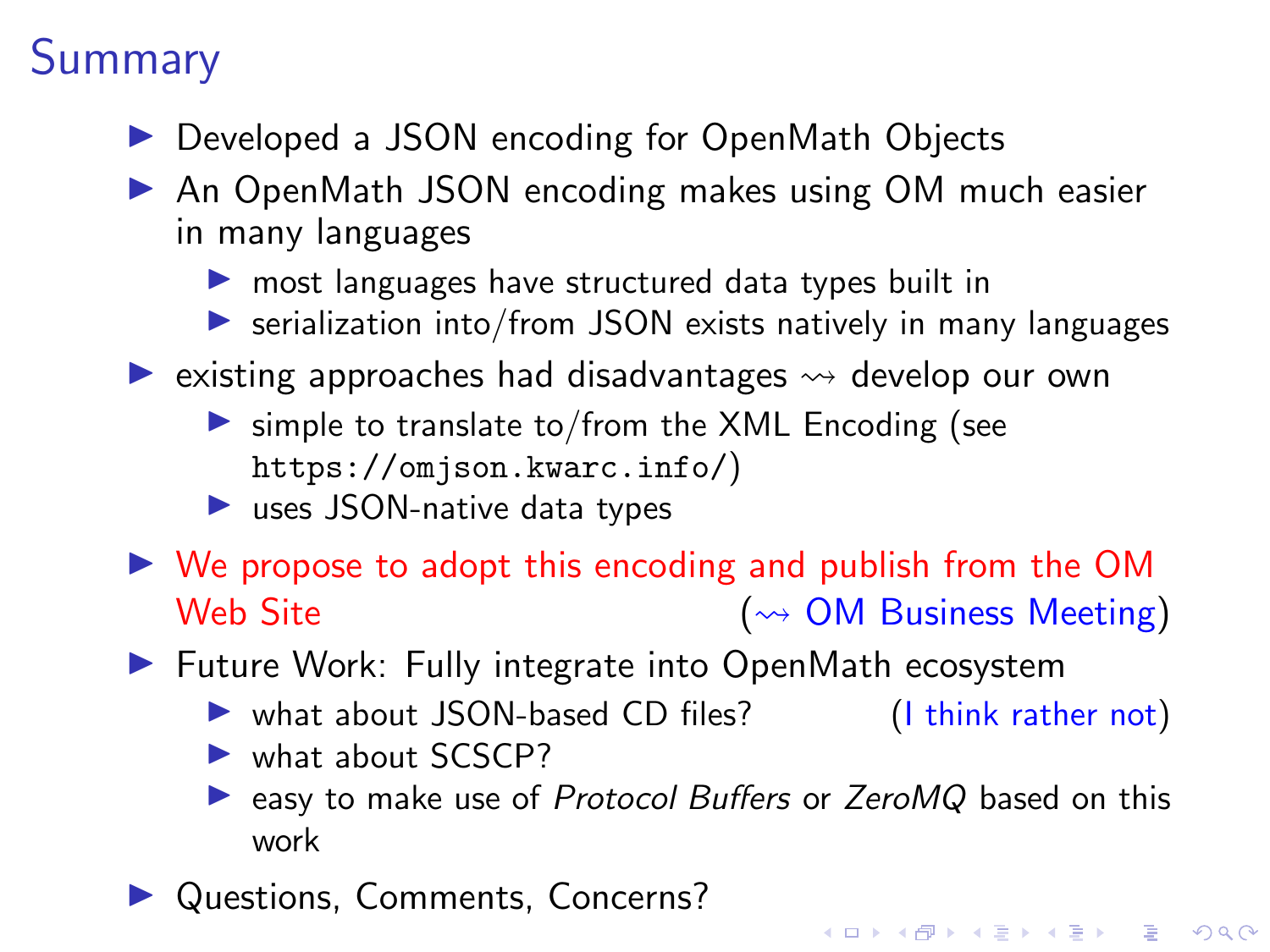# Summary

- Developed a JSON encoding for OpenMath Objects
- An OpenMath JSON encoding makes using OM much easier in many languages
  - most languages have structured data types built in
  - serialization into/from JSON exists natively in many languages
- existing approaches had disadvantages $\leadsto$ develop our own
  - simple to translate to/from the XML Encoding (see `https://omjson.kwarc.info/`)
  - uses JSON-native data types
- We propose to adopt this encoding and publish from the OM Web Site ($\leadsto$ OM Business Meeting)
- Future Work: Fully integrate into OpenMath ecosystem
  - what about JSON-based CD files? (I think rather not)
  - what about SCSCP?
  - easy to make use of *Protocol Buffers* or *ZeroMQ* based on this work
- Questions, Comments, Concerns?